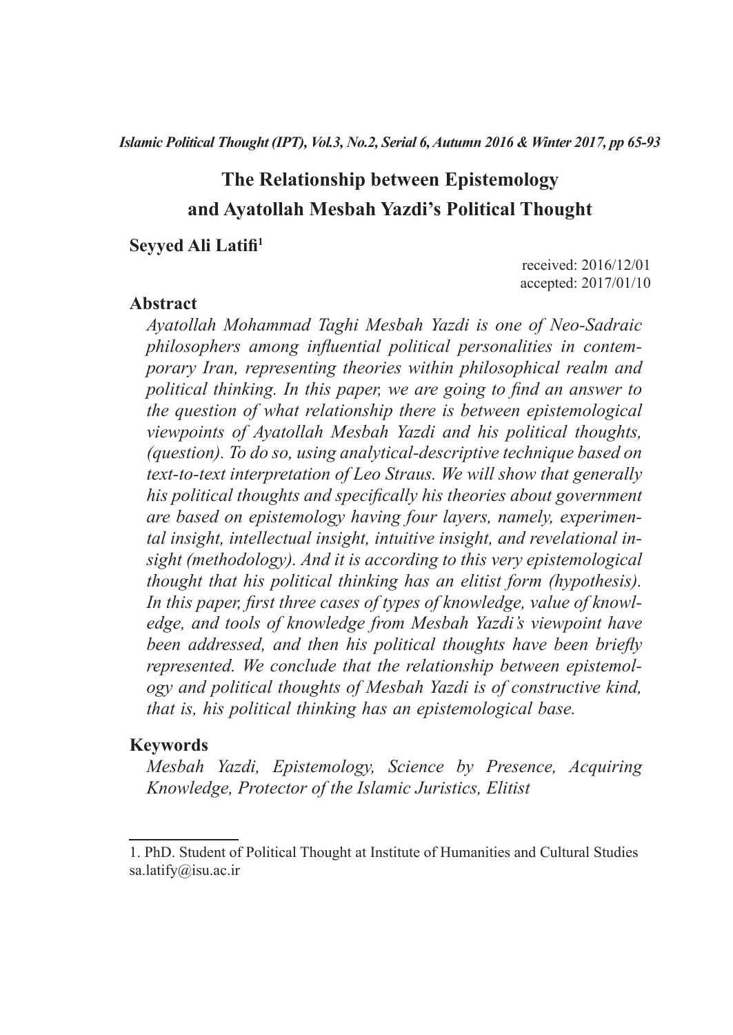# The Relationship between Epistemology and Ayatollah Mesbah Yazdi's Political Thought

**Seyyed Ali Latifi**[1]

received: 2016/12/01
accepted: 2017/01/10

## Abstract

*Ayatollah Mohammad Taghi Mesbah Yazdi is one of Neo-Sadraic philosophers among influential political personalities in contemporary Iran, representing theories within philosophical realm and political thinking. In this paper, we are going to find an answer to the question of what relationship there is between epistemological viewpoints of Ayatollah Mesbah Yazdi and his political thoughts, (question). To do so, using analytical-descriptive technique based on text-to-text interpretation of Leo Straus. We will show that generally his political thoughts and specifically his theories about government are based on epistemology having four layers, namely, experimental insight, intellectual insight, intuitive insight, and revelational insight (methodology). And it is according to this very epistemological thought that his political thinking has an elitist form (hypothesis). In this paper, first three cases of types of knowledge, value of knowledge, and tools of knowledge from Mesbah Yazdi's viewpoint have been addressed, and then his political thoughts have been briefly represented. We conclude that the relationship between epistemology and political thoughts of Mesbah Yazdi is of constructive kind, that is, his political thinking has an epistemological base.*

## Keywords

*Mesbah Yazdi, Epistemology, Science by Presence, Acquiring Knowledge, Protector of the Islamic Juristics, Elitist*

---

1. PhD. Student of Political Thought at Institute of Humanities and Cultural Studies sa.latify@isu.ac.ir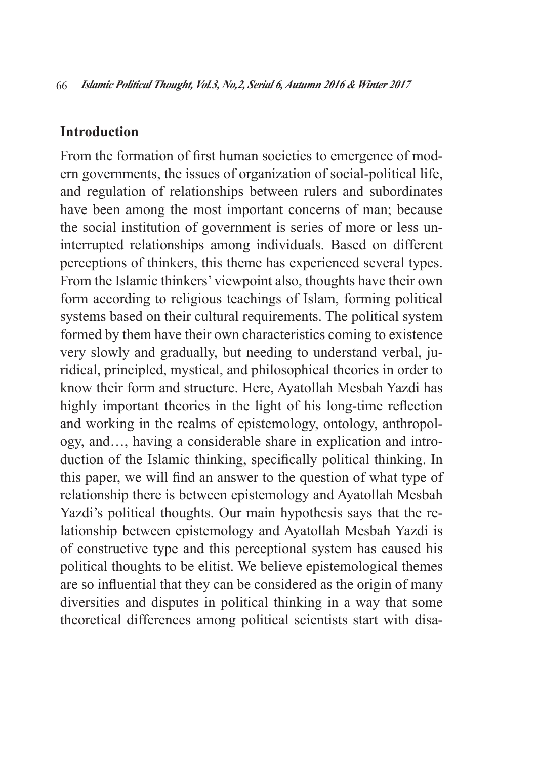## Introduction

From the formation of first human societies to emergence of modern governments, the issues of organization of social-political life, and regulation of relationships between rulers and subordinates have been among the most important concerns of man; because the social institution of government is series of more or less uninterrupted relationships among individuals. Based on different perceptions of thinkers, this theme has experienced several types. From the Islamic thinkers' viewpoint also, thoughts have their own form according to religious teachings of Islam, forming political systems based on their cultural requirements. The political system formed by them have their own characteristics coming to existence very slowly and gradually, but needing to understand verbal, juridical, principled, mystical, and philosophical theories in order to know their form and structure. Here, Ayatollah Mesbah Yazdi has highly important theories in the light of his long-time reflection and working in the realms of epistemology, ontology, anthropology, and…, having a considerable share in explication and introduction of the Islamic thinking, specifically political thinking. In this paper, we will find an answer to the question of what type of relationship there is between epistemology and Ayatollah Mesbah Yazdi's political thoughts. Our main hypothesis says that the relationship between epistemology and Ayatollah Mesbah Yazdi is of constructive type and this perceptional system has caused his political thoughts to be elitist. We believe epistemological themes are so influential that they can be considered as the origin of many diversities and disputes in political thinking in a way that some theoretical differences among political scientists start with disa-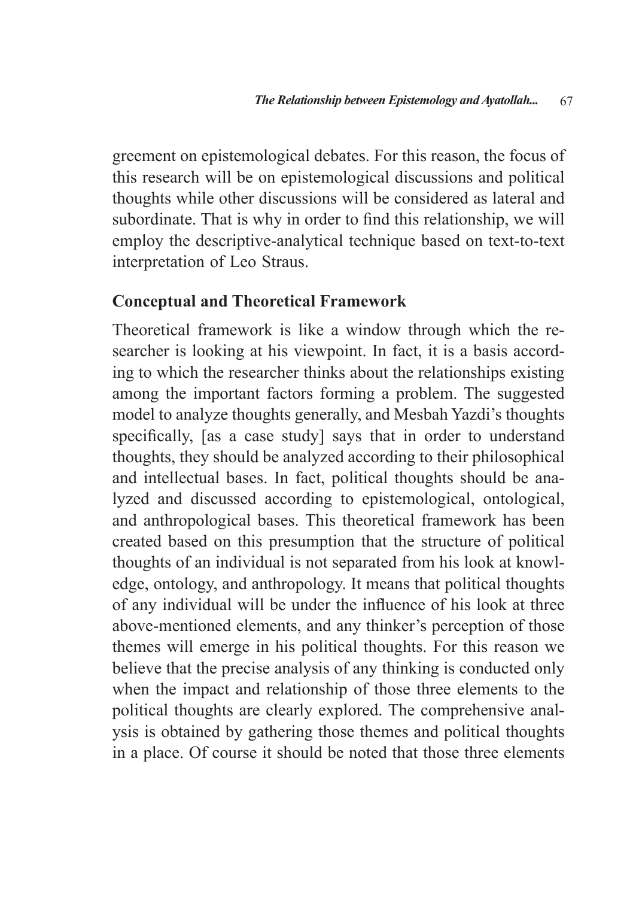greement on epistemological debates. For this reason, the focus of this research will be on epistemological discussions and political thoughts while other discussions will be considered as lateral and subordinate. That is why in order to find this relationship, we will employ the descriptive-analytical technique based on text-to-text interpretation of Leo Straus.

## Conceptual and Theoretical Framework

Theoretical framework is like a window through which the researcher is looking at his viewpoint. In fact, it is a basis according to which the researcher thinks about the relationships existing among the important factors forming a problem. The suggested model to analyze thoughts generally, and Mesbah Yazdi's thoughts specifically, [as a case study] says that in order to understand thoughts, they should be analyzed according to their philosophical and intellectual bases. In fact, political thoughts should be analyzed and discussed according to epistemological, ontological, and anthropological bases. This theoretical framework has been created based on this presumption that the structure of political thoughts of an individual is not separated from his look at knowledge, ontology, and anthropology. It means that political thoughts of any individual will be under the influence of his look at three above-mentioned elements, and any thinker's perception of those themes will emerge in his political thoughts. For this reason we believe that the precise analysis of any thinking is conducted only when the impact and relationship of those three elements to the political thoughts are clearly explored. The comprehensive analysis is obtained by gathering those themes and political thoughts in a place. Of course it should be noted that those three elements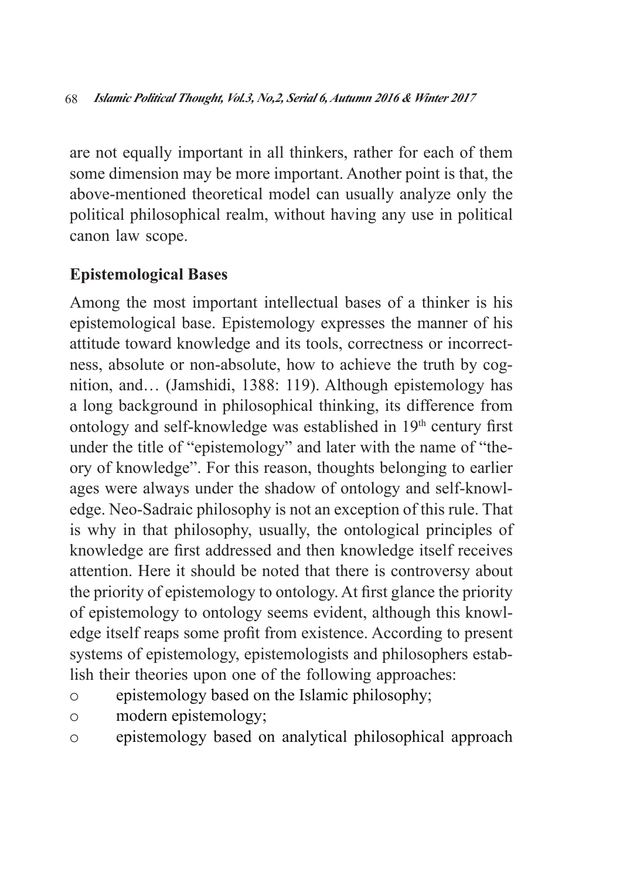are not equally important in all thinkers, rather for each of them some dimension may be more important. Another point is that, the above-mentioned theoretical model can usually analyze only the political philosophical realm, without having any use in political canon law scope.

## Epistemological Bases

Among the most important intellectual bases of a thinker is his epistemological base. Epistemology expresses the manner of his attitude toward knowledge and its tools, correctness or incorrectness, absolute or non-absolute, how to achieve the truth by cognition, and… (Jamshidi, 1388: 119). Although epistemology has a long background in philosophical thinking, its difference from ontology and self-knowledge was established in 19th century first under the title of "epistemology" and later with the name of "theory of knowledge". For this reason, thoughts belonging to earlier ages were always under the shadow of ontology and self-knowledge. Neo-Sadraic philosophy is not an exception of this rule. That is why in that philosophy, usually, the ontological principles of knowledge are first addressed and then knowledge itself receives attention. Here it should be noted that there is controversy about the priority of epistemology to ontology. At first glance the priority of epistemology to ontology seems evident, although this knowledge itself reaps some profit from existence. According to present systems of epistemology, epistemologists and philosophers establish their theories upon one of the following approaches:

- epistemology based on the Islamic philosophy;
- modern epistemology;
- epistemology based on analytical philosophical approach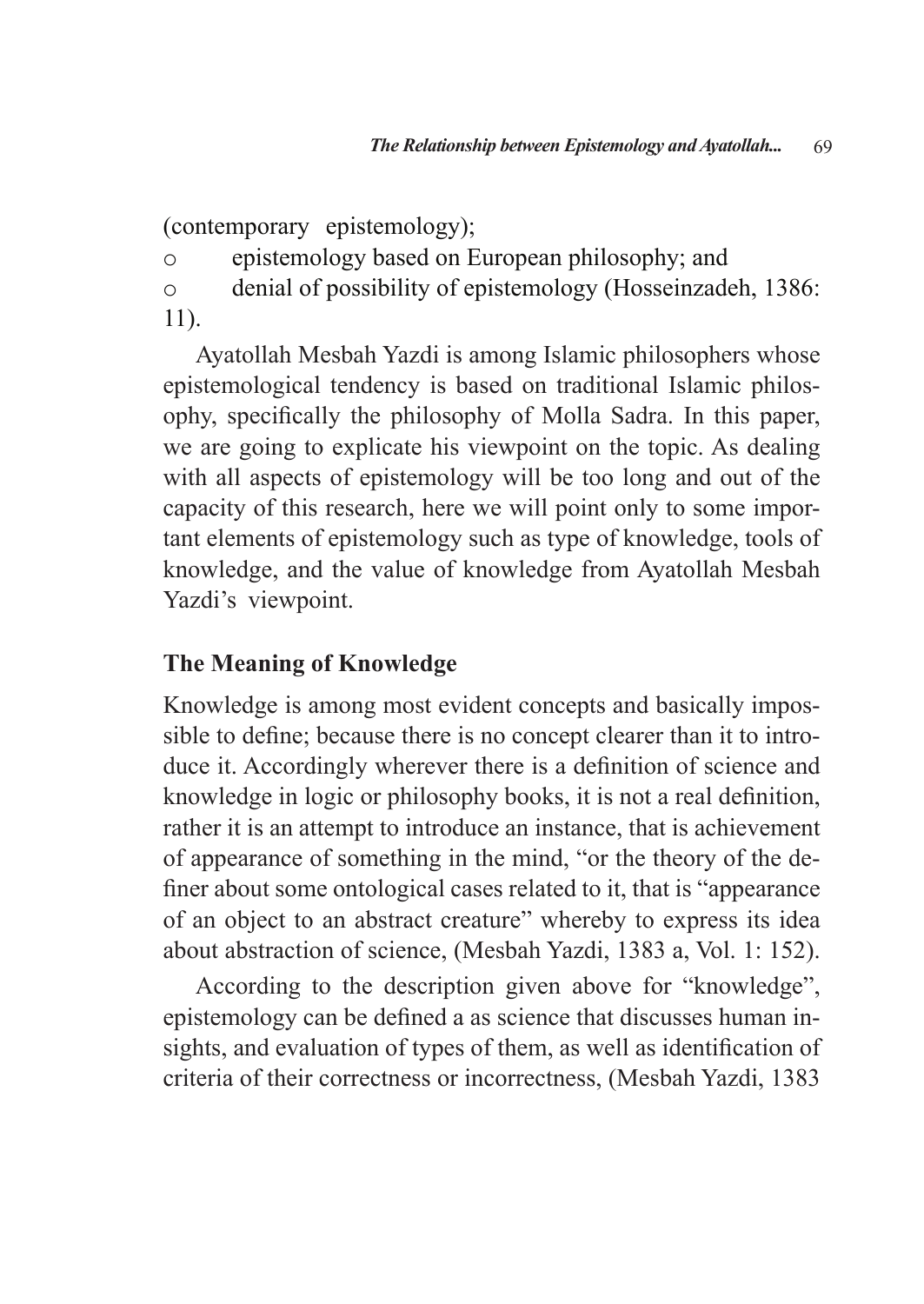(contemporary epistemology);

- epistemology based on European philosophy; and
- denial of possibility of epistemology (Hosseinzadeh, 1386: 11).

Ayatollah Mesbah Yazdi is among Islamic philosophers whose epistemological tendency is based on traditional Islamic philosophy, specifically the philosophy of Molla Sadra. In this paper, we are going to explicate his viewpoint on the topic. As dealing with all aspects of epistemology will be too long and out of the capacity of this research, here we will point only to some important elements of epistemology such as type of knowledge, tools of knowledge, and the value of knowledge from Ayatollah Mesbah Yazdi's viewpoint.

## The Meaning of Knowledge

Knowledge is among most evident concepts and basically impossible to define; because there is no concept clearer than it to introduce it. Accordingly wherever there is a definition of science and knowledge in logic or philosophy books, it is not a real definition, rather it is an attempt to introduce an instance, that is achievement of appearance of something in the mind, "or the theory of the definer about some ontological cases related to it, that is "appearance of an object to an abstract creature" whereby to express its idea about abstraction of science, (Mesbah Yazdi, 1383 a, Vol. 1: 152).

According to the description given above for "knowledge", epistemology can be defined a as science that discusses human insights, and evaluation of types of them, as well as identification of criteria of their correctness or incorrectness, (Mesbah Yazdi, 1383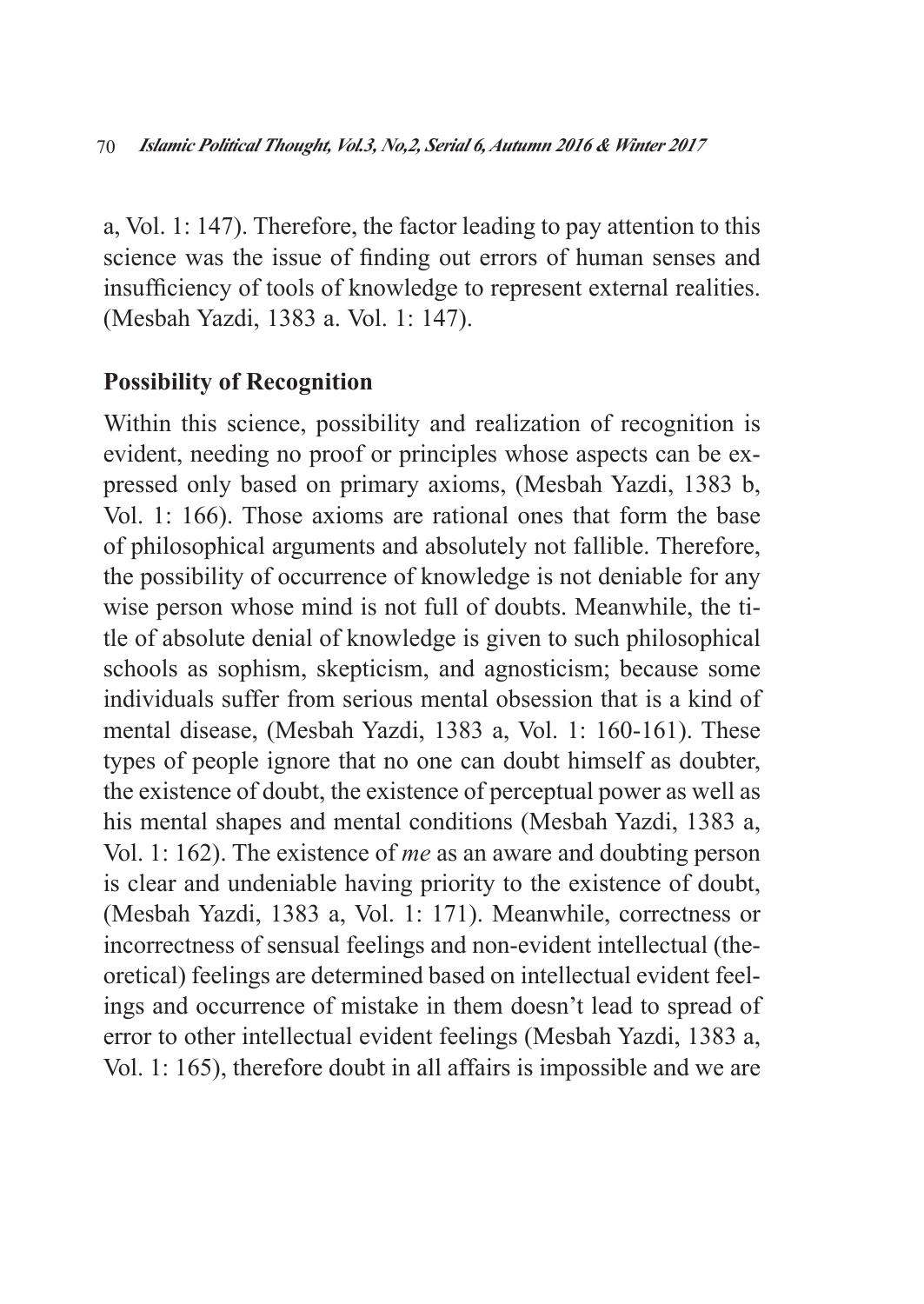a, Vol. 1: 147). Therefore, the factor leading to pay attention to this science was the issue of finding out errors of human senses and insufficiency of tools of knowledge to represent external realities. (Mesbah Yazdi, 1383 a. Vol. 1: 147).

## Possibility of Recognition

Within this science, possibility and realization of recognition is evident, needing no proof or principles whose aspects can be expressed only based on primary axioms, (Mesbah Yazdi, 1383 b, Vol. 1: 166). Those axioms are rational ones that form the base of philosophical arguments and absolutely not fallible. Therefore, the possibility of occurrence of knowledge is not deniable for any wise person whose mind is not full of doubts. Meanwhile, the title of absolute denial of knowledge is given to such philosophical schools as sophism, skepticism, and agnosticism; because some individuals suffer from serious mental obsession that is a kind of mental disease, (Mesbah Yazdi, 1383 a, Vol. 1: 160-161). These types of people ignore that no one can doubt himself as doubter, the existence of doubt, the existence of perceptual power as well as his mental shapes and mental conditions (Mesbah Yazdi, 1383 a, Vol. 1: 162). The existence of *me* as an aware and doubting person is clear and undeniable having priority to the existence of doubt, (Mesbah Yazdi, 1383 a, Vol. 1: 171). Meanwhile, correctness or incorrectness of sensual feelings and non-evident intellectual (theoretical) feelings are determined based on intellectual evident feelings and occurrence of mistake in them doesn't lead to spread of error to other intellectual evident feelings (Mesbah Yazdi, 1383 a, Vol. 1: 165), therefore doubt in all affairs is impossible and we are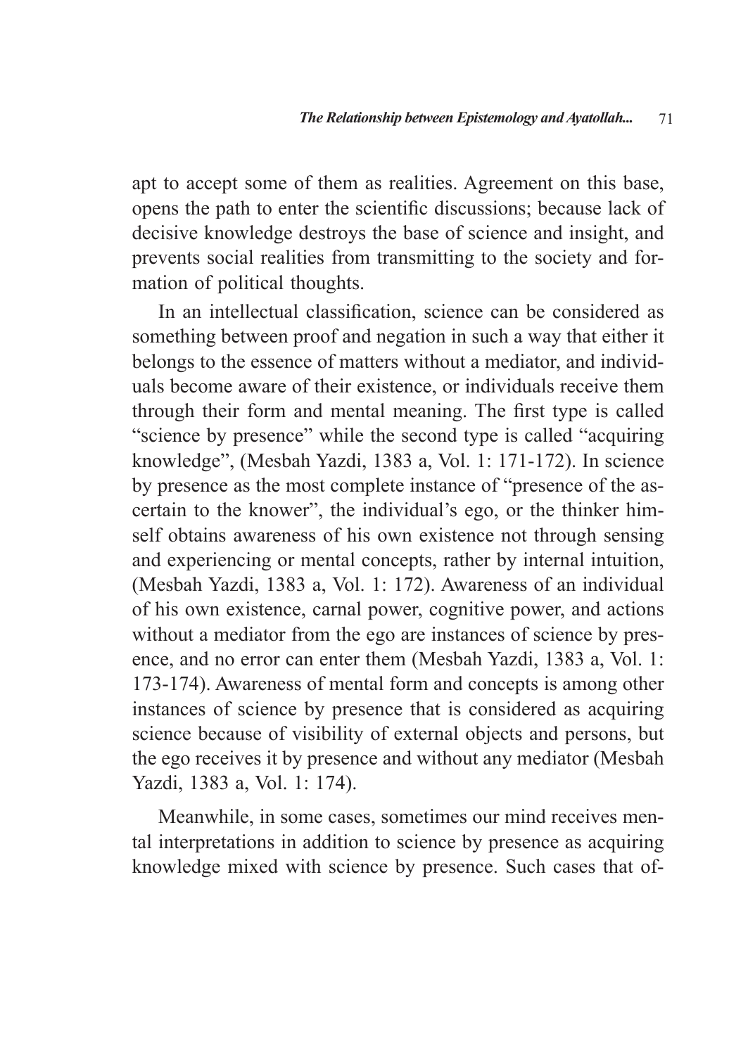apt to accept some of them as realities. Agreement on this base, opens the path to enter the scientific discussions; because lack of decisive knowledge destroys the base of science and insight, and prevents social realities from transmitting to the society and formation of political thoughts.

In an intellectual classification, science can be considered as something between proof and negation in such a way that either it belongs to the essence of matters without a mediator, and individuals become aware of their existence, or individuals receive them through their form and mental meaning. The first type is called "science by presence" while the second type is called "acquiring knowledge", (Mesbah Yazdi, 1383 a, Vol. 1: 171-172). In science by presence as the most complete instance of "presence of the ascertain to the knower", the individual's ego, or the thinker himself obtains awareness of his own existence not through sensing and experiencing or mental concepts, rather by internal intuition, (Mesbah Yazdi, 1383 a, Vol. 1: 172). Awareness of an individual of his own existence, carnal power, cognitive power, and actions without a mediator from the ego are instances of science by presence, and no error can enter them (Mesbah Yazdi, 1383 a, Vol. 1: 173-174). Awareness of mental form and concepts is among other instances of science by presence that is considered as acquiring science because of visibility of external objects and persons, but the ego receives it by presence and without any mediator (Mesbah Yazdi, 1383 a, Vol. 1: 174).

Meanwhile, in some cases, sometimes our mind receives mental interpretations in addition to science by presence as acquiring knowledge mixed with science by presence. Such cases that of-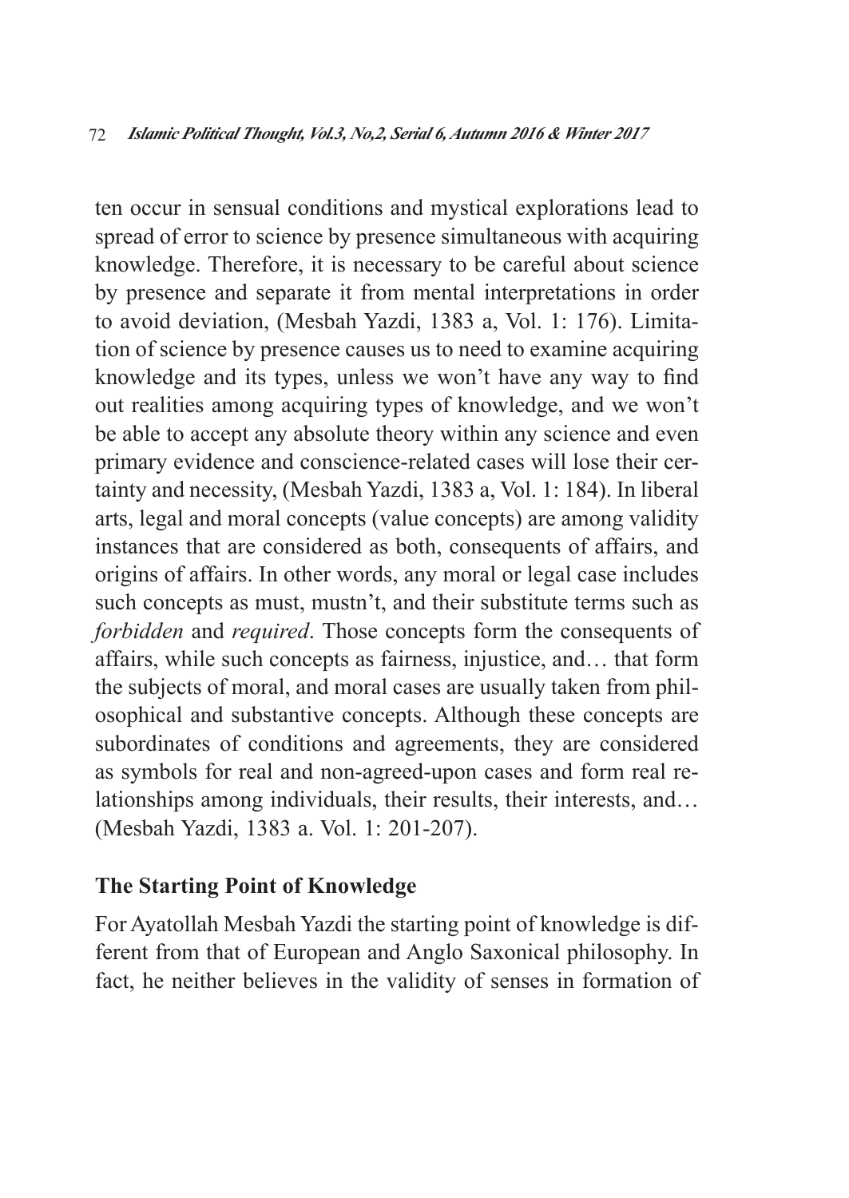ten occur in sensual conditions and mystical explorations lead to spread of error to science by presence simultaneous with acquiring knowledge. Therefore, it is necessary to be careful about science by presence and separate it from mental interpretations in order to avoid deviation, (Mesbah Yazdi, 1383 a, Vol. 1: 176). Limitation of science by presence causes us to need to examine acquiring knowledge and its types, unless we won't have any way to find out realities among acquiring types of knowledge, and we won't be able to accept any absolute theory within any science and even primary evidence and conscience-related cases will lose their certainty and necessity, (Mesbah Yazdi, 1383 a, Vol. 1: 184). In liberal arts, legal and moral concepts (value concepts) are among validity instances that are considered as both, consequents of affairs, and origins of affairs. In other words, any moral or legal case includes such concepts as must, mustn't, and their substitute terms such as *forbidden* and *required*. Those concepts form the consequents of affairs, while such concepts as fairness, injustice, and… that form the subjects of moral, and moral cases are usually taken from philosophical and substantive concepts. Although these concepts are subordinates of conditions and agreements, they are considered as symbols for real and non-agreed-upon cases and form real relationships among individuals, their results, their interests, and… (Mesbah Yazdi, 1383 a. Vol. 1: 201-207).

## The Starting Point of Knowledge

For Ayatollah Mesbah Yazdi the starting point of knowledge is different from that of European and Anglo Saxonical philosophy. In fact, he neither believes in the validity of senses in formation of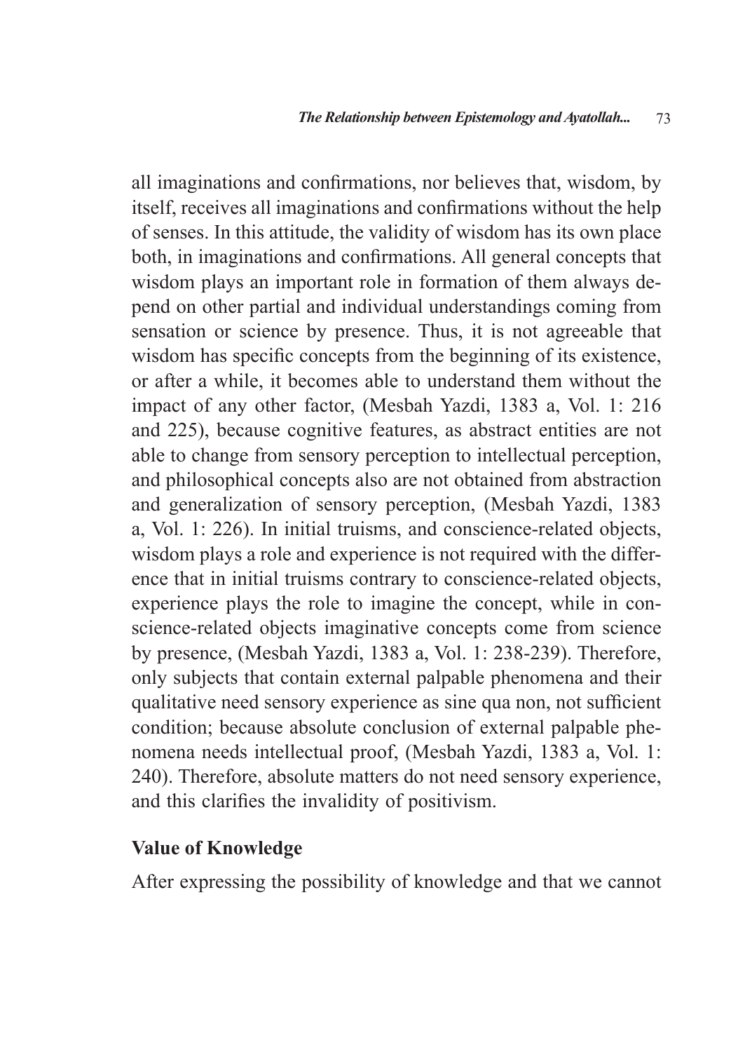all imaginations and confirmations, nor believes that, wisdom, by itself, receives all imaginations and confirmations without the help of senses. In this attitude, the validity of wisdom has its own place both, in imaginations and confirmations. All general concepts that wisdom plays an important role in formation of them always depend on other partial and individual understandings coming from sensation or science by presence. Thus, it is not agreeable that wisdom has specific concepts from the beginning of its existence, or after a while, it becomes able to understand them without the impact of any other factor, (Mesbah Yazdi, 1383 a, Vol. 1: 216 and 225), because cognitive features, as abstract entities are not able to change from sensory perception to intellectual perception, and philosophical concepts also are not obtained from abstraction and generalization of sensory perception, (Mesbah Yazdi, 1383 a, Vol. 1: 226). In initial truisms, and conscience-related objects, wisdom plays a role and experience is not required with the difference that in initial truisms contrary to conscience-related objects, experience plays the role to imagine the concept, while in conscience-related objects imaginative concepts come from science by presence, (Mesbah Yazdi, 1383 a, Vol. 1: 238-239). Therefore, only subjects that contain external palpable phenomena and their qualitative need sensory experience as sine qua non, not sufficient condition; because absolute conclusion of external palpable phenomena needs intellectual proof, (Mesbah Yazdi, 1383 a, Vol. 1: 240). Therefore, absolute matters do not need sensory experience, and this clarifies the invalidity of positivism.

## Value of Knowledge

After expressing the possibility of knowledge and that we cannot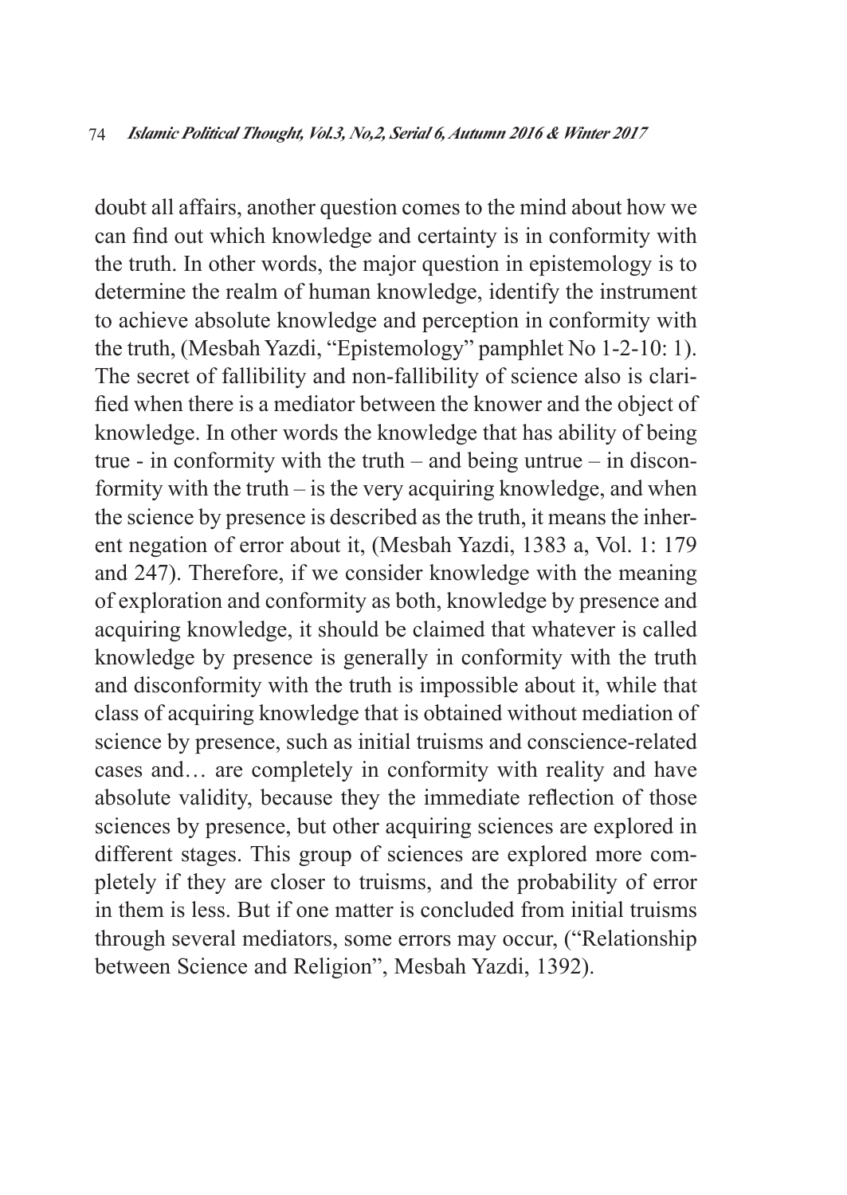doubt all affairs, another question comes to the mind about how we can find out which knowledge and certainty is in conformity with the truth. In other words, the major question in epistemology is to determine the realm of human knowledge, identify the instrument to achieve absolute knowledge and perception in conformity with the truth, (Mesbah Yazdi, "Epistemology" pamphlet No 1-2-10: 1). The secret of fallibility and non-fallibility of science also is clarified when there is a mediator between the knower and the object of knowledge. In other words the knowledge that has ability of being true - in conformity with the truth – and being untrue – in disconformity with the truth – is the very acquiring knowledge, and when the science by presence is described as the truth, it means the inherent negation of error about it, (Mesbah Yazdi, 1383 a, Vol. 1: 179 and 247). Therefore, if we consider knowledge with the meaning of exploration and conformity as both, knowledge by presence and acquiring knowledge, it should be claimed that whatever is called knowledge by presence is generally in conformity with the truth and disconformity with the truth is impossible about it, while that class of acquiring knowledge that is obtained without mediation of science by presence, such as initial truisms and conscience-related cases and… are completely in conformity with reality and have absolute validity, because they the immediate reflection of those sciences by presence, but other acquiring sciences are explored in different stages. This group of sciences are explored more completely if they are closer to truisms, and the probability of error in them is less. But if one matter is concluded from initial truisms through several mediators, some errors may occur, ("Relationship between Science and Religion", Mesbah Yazdi, 1392).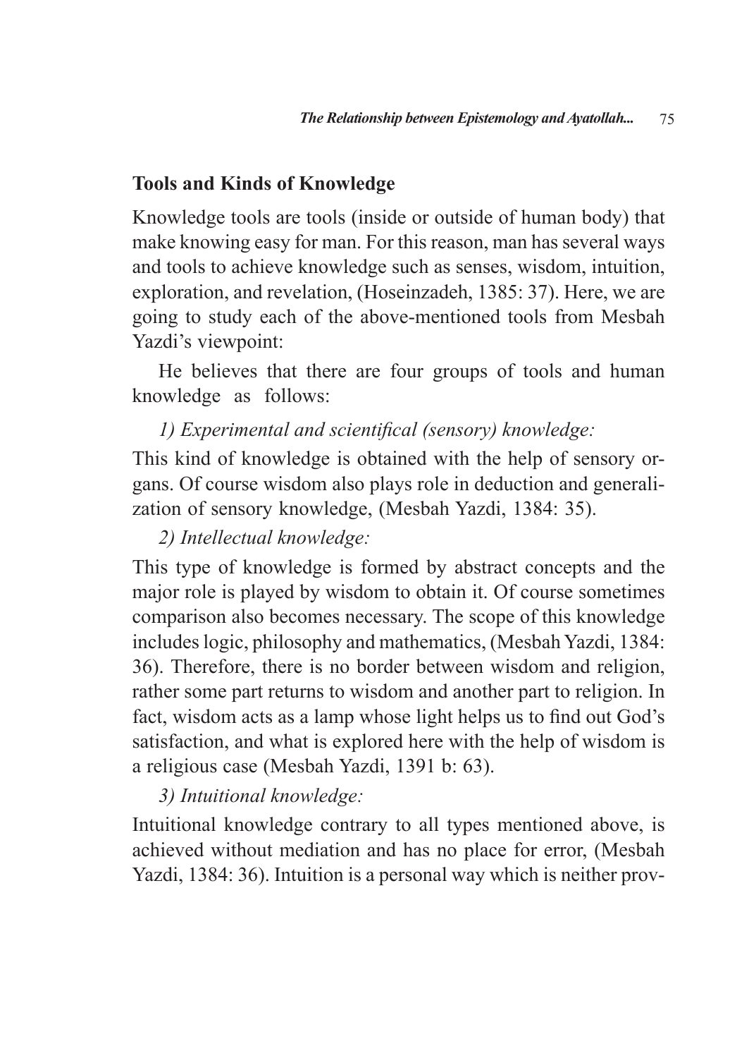## Tools and Kinds of Knowledge

Knowledge tools are tools (inside or outside of human body) that make knowing easy for man. For this reason, man has several ways and tools to achieve knowledge such as senses, wisdom, intuition, exploration, and revelation, (Hoseinzadeh, 1385: 37). Here, we are going to study each of the above-mentioned tools from Mesbah Yazdi's viewpoint:

He believes that there are four groups of tools and human knowledge as follows:

*1) Experimental and scientifical (sensory) knowledge:*

This kind of knowledge is obtained with the help of sensory organs. Of course wisdom also plays role in deduction and generalization of sensory knowledge, (Mesbah Yazdi, 1384: 35).

*2) Intellectual knowledge:*

This type of knowledge is formed by abstract concepts and the major role is played by wisdom to obtain it. Of course sometimes comparison also becomes necessary. The scope of this knowledge includes logic, philosophy and mathematics, (Mesbah Yazdi, 1384: 36). Therefore, there is no border between wisdom and religion, rather some part returns to wisdom and another part to religion. In fact, wisdom acts as a lamp whose light helps us to find out God's satisfaction, and what is explored here with the help of wisdom is a religious case (Mesbah Yazdi, 1391 b: 63).

*3) Intuitional knowledge:*

Intuitional knowledge contrary to all types mentioned above, is achieved without mediation and has no place for error, (Mesbah Yazdi, 1384: 36). Intuition is a personal way which is neither prov-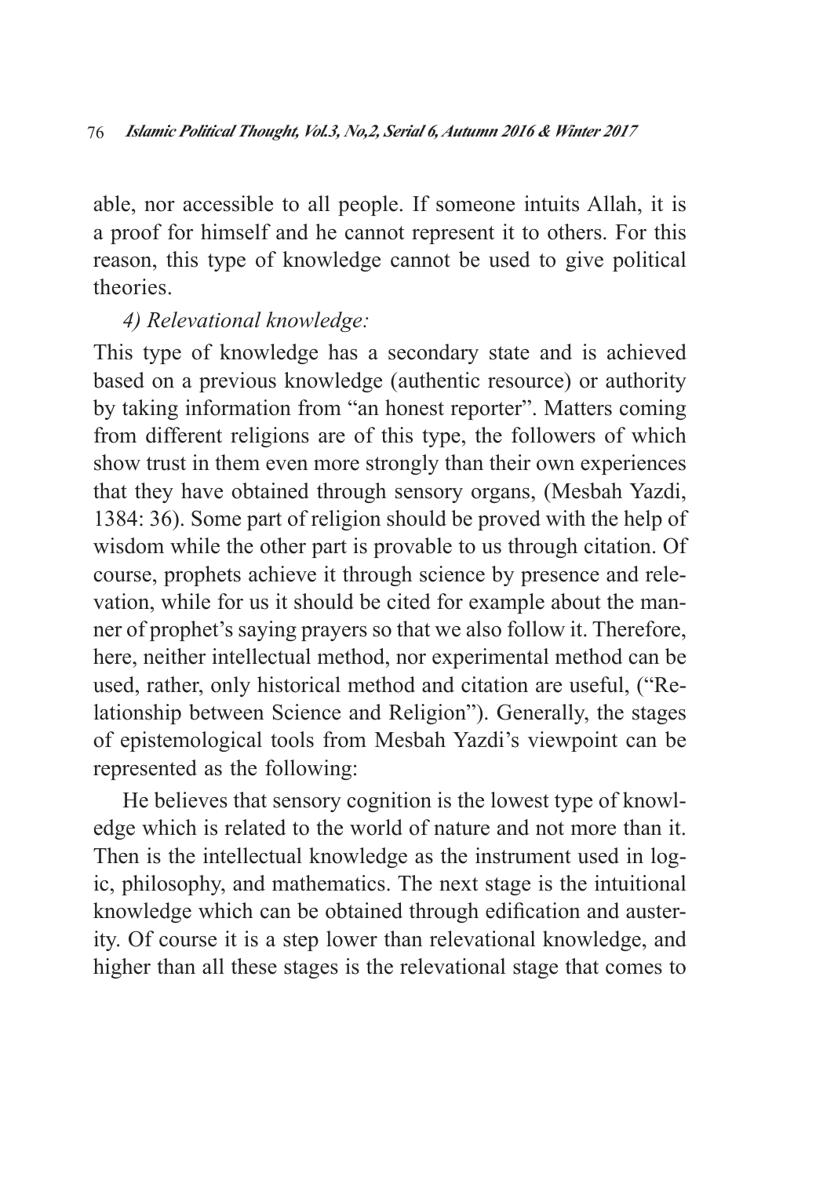able, nor accessible to all people. If someone intuits Allah, it is a proof for himself and he cannot represent it to others. For this reason, this type of knowledge cannot be used to give political theories.

*4) Relevational knowledge:*

This type of knowledge has a secondary state and is achieved based on a previous knowledge (authentic resource) or authority by taking information from "an honest reporter". Matters coming from different religions are of this type, the followers of which show trust in them even more strongly than their own experiences that they have obtained through sensory organs, (Mesbah Yazdi, 1384: 36). Some part of religion should be proved with the help of wisdom while the other part is provable to us through citation. Of course, prophets achieve it through science by presence and relevation, while for us it should be cited for example about the manner of prophet's saying prayers so that we also follow it. Therefore, here, neither intellectual method, nor experimental method can be used, rather, only historical method and citation are useful, ("Relationship between Science and Religion"). Generally, the stages of epistemological tools from Mesbah Yazdi's viewpoint can be represented as the following:

He believes that sensory cognition is the lowest type of knowledge which is related to the world of nature and not more than it. Then is the intellectual knowledge as the instrument used in logic, philosophy, and mathematics. The next stage is the intuitional knowledge which can be obtained through edification and austerity. Of course it is a step lower than relevational knowledge, and higher than all these stages is the relevational stage that comes to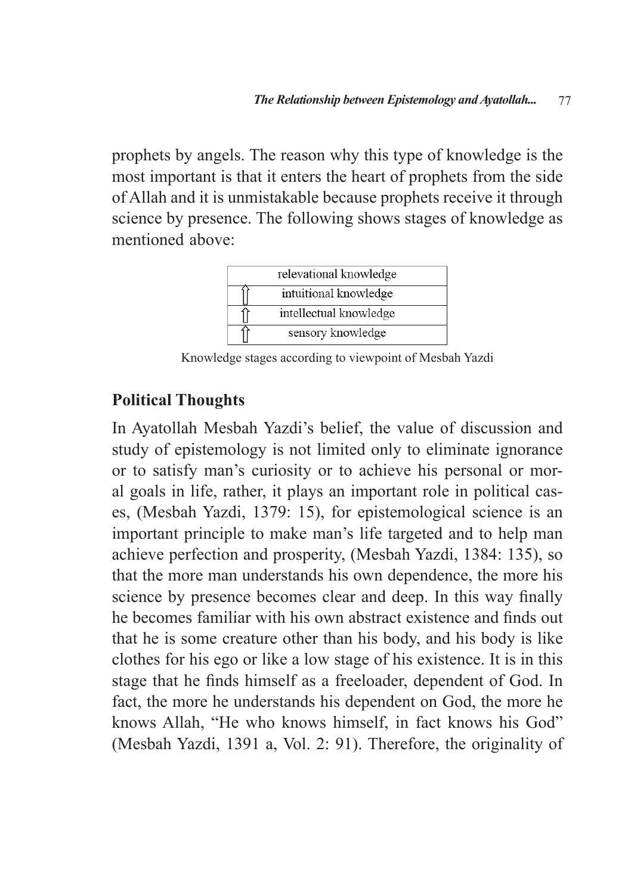prophets by angels. The reason why this type of knowledge is the most important is that it enters the heart of prophets from the side of Allah and it is unmistakable because prophets receive it through science by presence. The following shows stages of knowledge as mentioned above:

| | relevational knowledge |
|---|---|
| ⇧ | intuitional knowledge |
| ⇧ | intellectual knowledge |
| ⇧ | sensory knowledge |

Knowledge stages according to viewpoint of Mesbah Yazdi

## Political Thoughts

In Ayatollah Mesbah Yazdi's belief, the value of discussion and study of epistemology is not limited only to eliminate ignorance or to satisfy man's curiosity or to achieve his personal or moral goals in life, rather, it plays an important role in political cases, (Mesbah Yazdi, 1379: 15), for epistemological science is an important principle to make man's life targeted and to help man achieve perfection and prosperity, (Mesbah Yazdi, 1384: 135), so that the more man understands his own dependence, the more his science by presence becomes clear and deep. In this way finally he becomes familiar with his own abstract existence and finds out that he is some creature other than his body, and his body is like clothes for his ego or like a low stage of his existence. It is in this stage that he finds himself as a freeloader, dependent of God. In fact, the more he understands his dependent on God, the more he knows Allah, "He who knows himself, in fact knows his God" (Mesbah Yazdi, 1391 a, Vol. 2: 91). Therefore, the originality of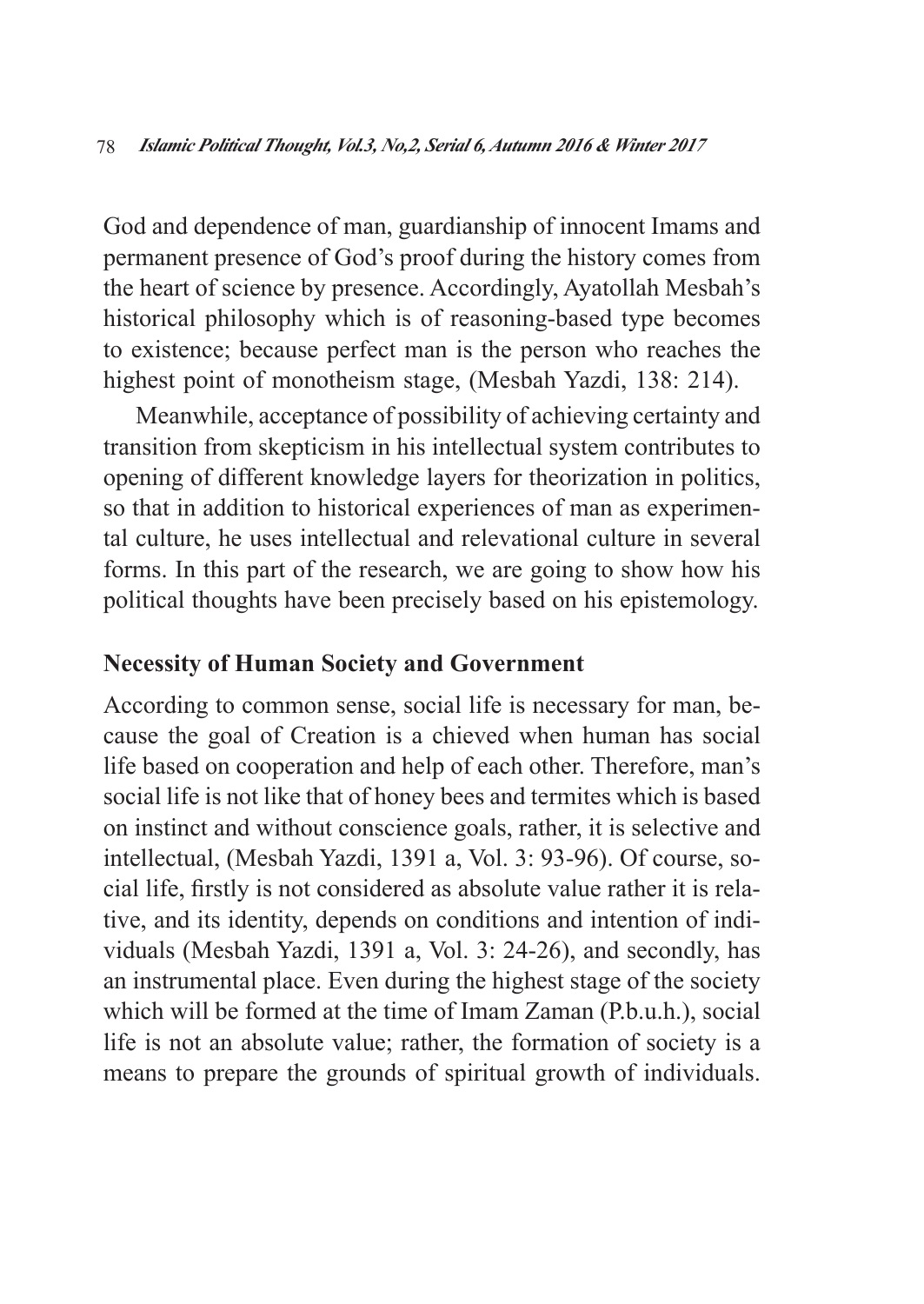God and dependence of man, guardianship of innocent Imams and permanent presence of God's proof during the history comes from the heart of science by presence. Accordingly, Ayatollah Mesbah's historical philosophy which is of reasoning-based type becomes to existence; because perfect man is the person who reaches the highest point of monotheism stage, (Mesbah Yazdi, 138: 214).

Meanwhile, acceptance of possibility of achieving certainty and transition from skepticism in his intellectual system contributes to opening of different knowledge layers for theorization in politics, so that in addition to historical experiences of man as experimental culture, he uses intellectual and relevational culture in several forms. In this part of the research, we are going to show how his political thoughts have been precisely based on his epistemology.

## Necessity of Human Society and Government

According to common sense, social life is necessary for man, because the goal of Creation is a chieved when human has social life based on cooperation and help of each other. Therefore, man's social life is not like that of honey bees and termites which is based on instinct and without conscience goals, rather, it is selective and intellectual, (Mesbah Yazdi, 1391 a, Vol. 3: 93-96). Of course, social life, firstly is not considered as absolute value rather it is relative, and its identity, depends on conditions and intention of individuals (Mesbah Yazdi, 1391 a, Vol. 3: 24-26), and secondly, has an instrumental place. Even during the highest stage of the society which will be formed at the time of Imam Zaman (P.b.u.h.), social life is not an absolute value; rather, the formation of society is a means to prepare the grounds of spiritual growth of individuals.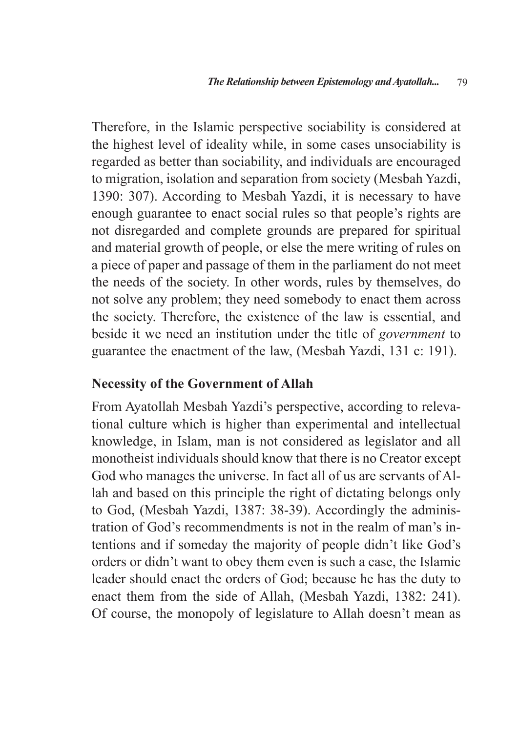Therefore, in the Islamic perspective sociability is considered at the highest level of ideality while, in some cases unsociability is regarded as better than sociability, and individuals are encouraged to migration, isolation and separation from society (Mesbah Yazdi, 1390: 307). According to Mesbah Yazdi, it is necessary to have enough guarantee to enact social rules so that people's rights are not disregarded and complete grounds are prepared for spiritual and material growth of people, or else the mere writing of rules on a piece of paper and passage of them in the parliament do not meet the needs of the society. In other words, rules by themselves, do not solve any problem; they need somebody to enact them across the society. Therefore, the existence of the law is essential, and beside it we need an institution under the title of *government* to guarantee the enactment of the law, (Mesbah Yazdi, 131 c: 191).

## Necessity of the Government of Allah

From Ayatollah Mesbah Yazdi's perspective, according to relevational culture which is higher than experimental and intellectual knowledge, in Islam, man is not considered as legislator and all monotheist individuals should know that there is no Creator except God who manages the universe. In fact all of us are servants of Allah and based on this principle the right of dictating belongs only to God, (Mesbah Yazdi, 1387: 38-39). Accordingly the administration of God's recommendments is not in the realm of man's intentions and if someday the majority of people didn't like God's orders or didn't want to obey them even is such a case, the Islamic leader should enact the orders of God; because he has the duty to enact them from the side of Allah, (Mesbah Yazdi, 1382: 241). Of course, the monopoly of legislature to Allah doesn't mean as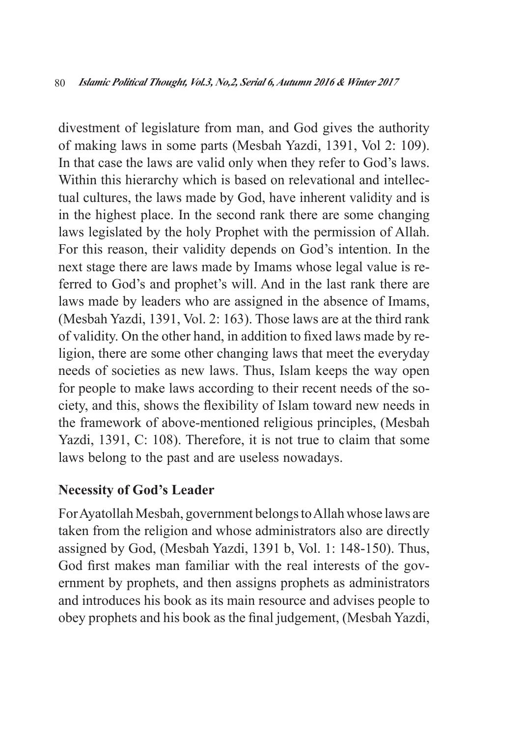divestment of legislature from man, and God gives the authority of making laws in some parts (Mesbah Yazdi, 1391, Vol 2: 109). In that case the laws are valid only when they refer to God's laws. Within this hierarchy which is based on relevational and intellectual cultures, the laws made by God, have inherent validity and is in the highest place. In the second rank there are some changing laws legislated by the holy Prophet with the permission of Allah. For this reason, their validity depends on God's intention. In the next stage there are laws made by Imams whose legal value is referred to God's and prophet's will. And in the last rank there are laws made by leaders who are assigned in the absence of Imams, (Mesbah Yazdi, 1391, Vol. 2: 163). Those laws are at the third rank of validity. On the other hand, in addition to fixed laws made by religion, there are some other changing laws that meet the everyday needs of societies as new laws. Thus, Islam keeps the way open for people to make laws according to their recent needs of the society, and this, shows the flexibility of Islam toward new needs in the framework of above-mentioned religious principles, (Mesbah Yazdi, 1391, C: 108). Therefore, it is not true to claim that some laws belong to the past and are useless nowadays.

## Necessity of God's Leader

For Ayatollah Mesbah, government belongs to Allah whose laws are taken from the religion and whose administrators also are directly assigned by God, (Mesbah Yazdi, 1391 b, Vol. 1: 148-150). Thus, God first makes man familiar with the real interests of the government by prophets, and then assigns prophets as administrators and introduces his book as its main resource and advises people to obey prophets and his book as the final judgement, (Mesbah Yazdi,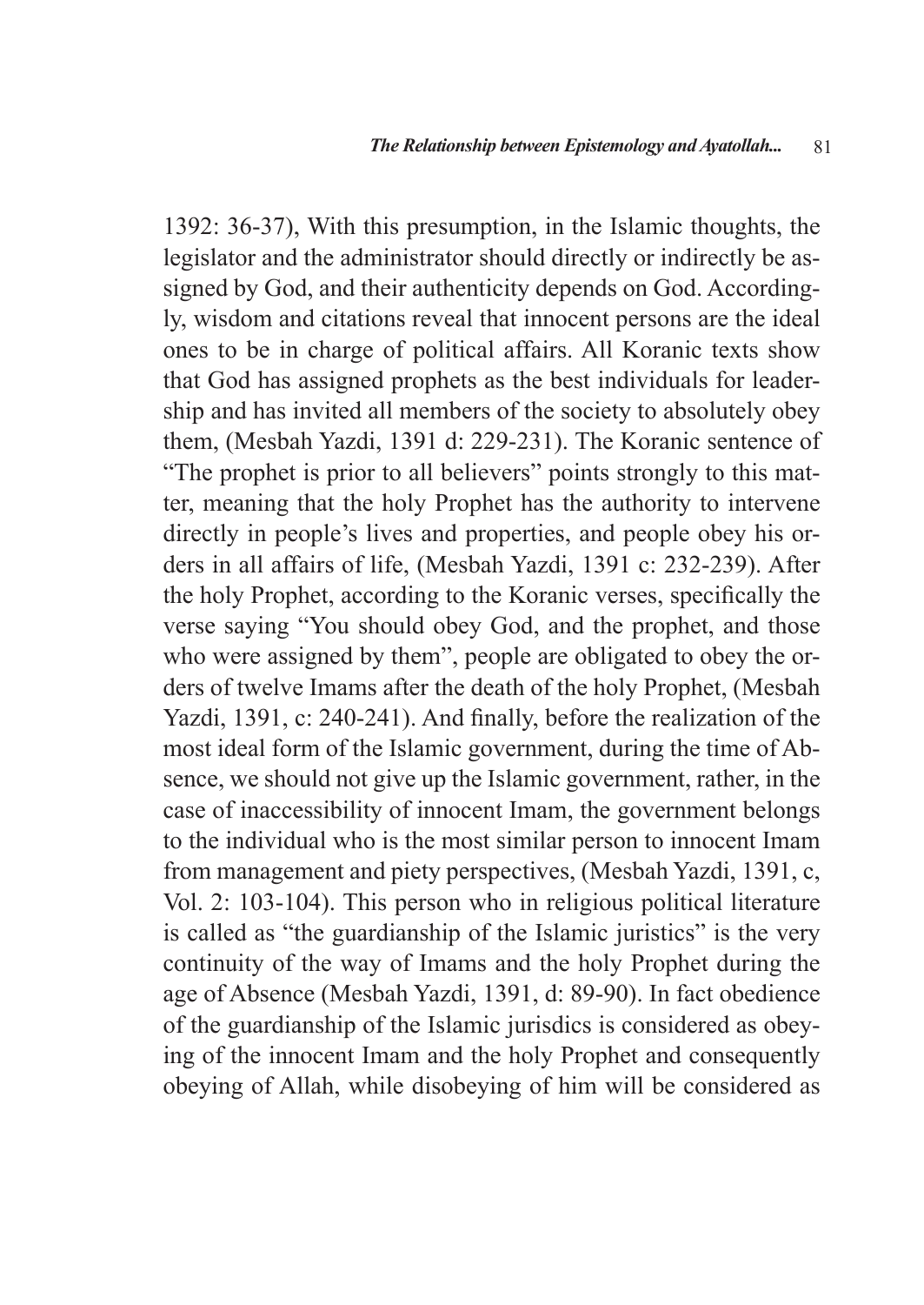1392: 36-37), With this presumption, in the Islamic thoughts, the legislator and the administrator should directly or indirectly be assigned by God, and their authenticity depends on God. Accordingly, wisdom and citations reveal that innocent persons are the ideal ones to be in charge of political affairs. All Koranic texts show that God has assigned prophets as the best individuals for leadership and has invited all members of the society to absolutely obey them, (Mesbah Yazdi, 1391 d: 229-231). The Koranic sentence of "The prophet is prior to all believers" points strongly to this matter, meaning that the holy Prophet has the authority to intervene directly in people's lives and properties, and people obey his orders in all affairs of life, (Mesbah Yazdi, 1391 c: 232-239). After the holy Prophet, according to the Koranic verses, specifically the verse saying "You should obey God, and the prophet, and those who were assigned by them", people are obligated to obey the orders of twelve Imams after the death of the holy Prophet, (Mesbah Yazdi, 1391, c: 240-241). And finally, before the realization of the most ideal form of the Islamic government, during the time of Absence, we should not give up the Islamic government, rather, in the case of inaccessibility of innocent Imam, the government belongs to the individual who is the most similar person to innocent Imam from management and piety perspectives, (Mesbah Yazdi, 1391, c, Vol. 2: 103-104). This person who in religious political literature is called as "the guardianship of the Islamic juristics" is the very continuity of the way of Imams and the holy Prophet during the age of Absence (Mesbah Yazdi, 1391, d: 89-90). In fact obedience of the guardianship of the Islamic jurisdics is considered as obeying of the innocent Imam and the holy Prophet and consequently obeying of Allah, while disobeying of him will be considered as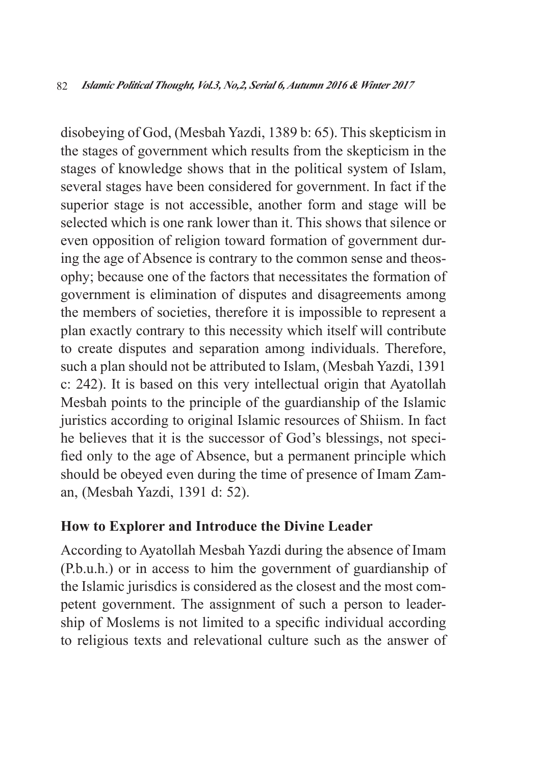disobeying of God, (Mesbah Yazdi, 1389 b: 65). This skepticism in the stages of government which results from the skepticism in the stages of knowledge shows that in the political system of Islam, several stages have been considered for government. In fact if the superior stage is not accessible, another form and stage will be selected which is one rank lower than it. This shows that silence or even opposition of religion toward formation of government during the age of Absence is contrary to the common sense and theosophy; because one of the factors that necessitates the formation of government is elimination of disputes and disagreements among the members of societies, therefore it is impossible to represent a plan exactly contrary to this necessity which itself will contribute to create disputes and separation among individuals. Therefore, such a plan should not be attributed to Islam, (Mesbah Yazdi, 1391 c: 242). It is based on this very intellectual origin that Ayatollah Mesbah points to the principle of the guardianship of the Islamic juristics according to original Islamic resources of Shiism. In fact he believes that it is the successor of God's blessings, not specified only to the age of Absence, but a permanent principle which should be obeyed even during the time of presence of Imam Zaman, (Mesbah Yazdi, 1391 d: 52).

## How to Explorer and Introduce the Divine Leader

According to Ayatollah Mesbah Yazdi during the absence of Imam (P.b.u.h.) or in access to him the government of guardianship of the Islamic jurisdics is considered as the closest and the most competent government. The assignment of such a person to leadership of Moslems is not limited to a specific individual according to religious texts and relevational culture such as the answer of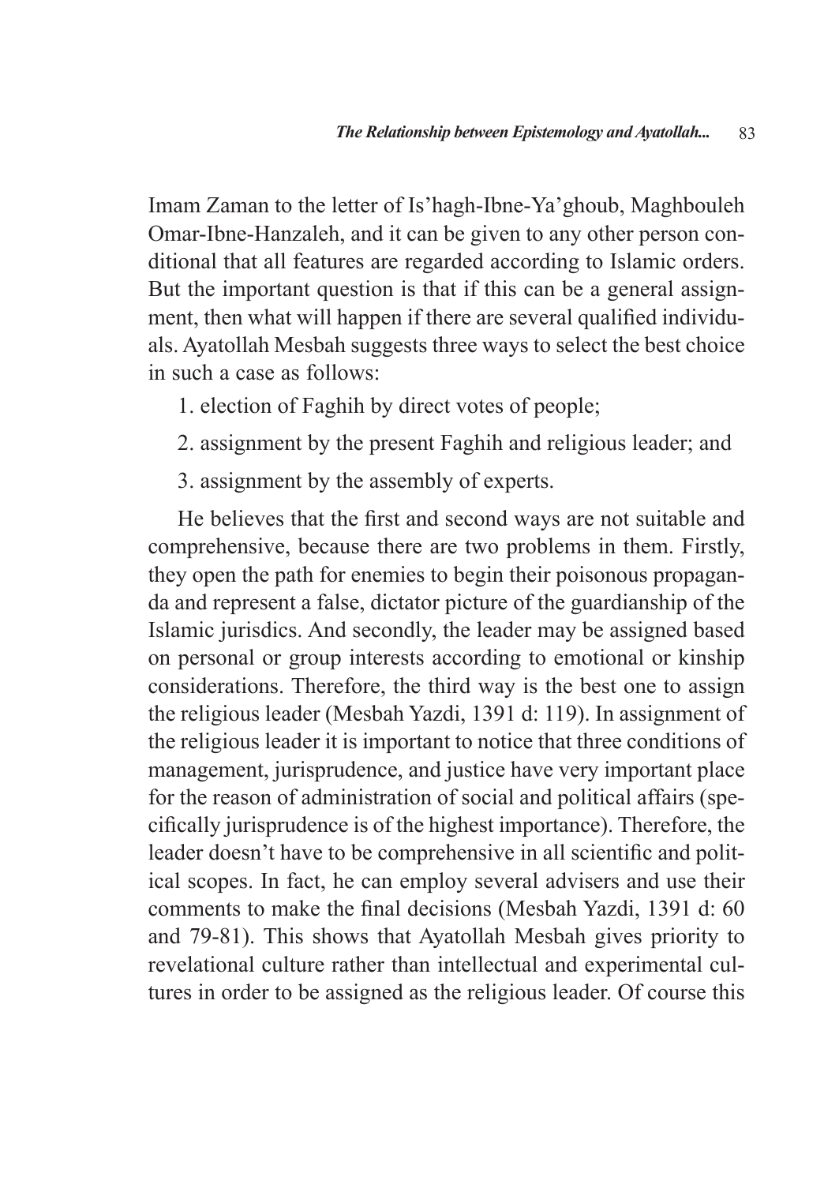Imam Zaman to the letter of Is'hagh-Ibne-Ya'ghoub, Maghbouleh Omar-Ibne-Hanzaleh, and it can be given to any other person conditional that all features are regarded according to Islamic orders. But the important question is that if this can be a general assignment, then what will happen if there are several qualified individuals. Ayatollah Mesbah suggests three ways to select the best choice in such a case as follows:

1. election of Faghih by direct votes of people;
2. assignment by the present Faghih and religious leader; and
3. assignment by the assembly of experts.

He believes that the first and second ways are not suitable and comprehensive, because there are two problems in them. Firstly, they open the path for enemies to begin their poisonous propaganda and represent a false, dictator picture of the guardianship of the Islamic jurisdics. And secondly, the leader may be assigned based on personal or group interests according to emotional or kinship considerations. Therefore, the third way is the best one to assign the religious leader (Mesbah Yazdi, 1391 d: 119). In assignment of the religious leader it is important to notice that three conditions of management, jurisprudence, and justice have very important place for the reason of administration of social and political affairs (specifically jurisprudence is of the highest importance). Therefore, the leader doesn't have to be comprehensive in all scientific and political scopes. In fact, he can employ several advisers and use their comments to make the final decisions (Mesbah Yazdi, 1391 d: 60 and 79-81). This shows that Ayatollah Mesbah gives priority to revelational culture rather than intellectual and experimental cultures in order to be assigned as the religious leader. Of course this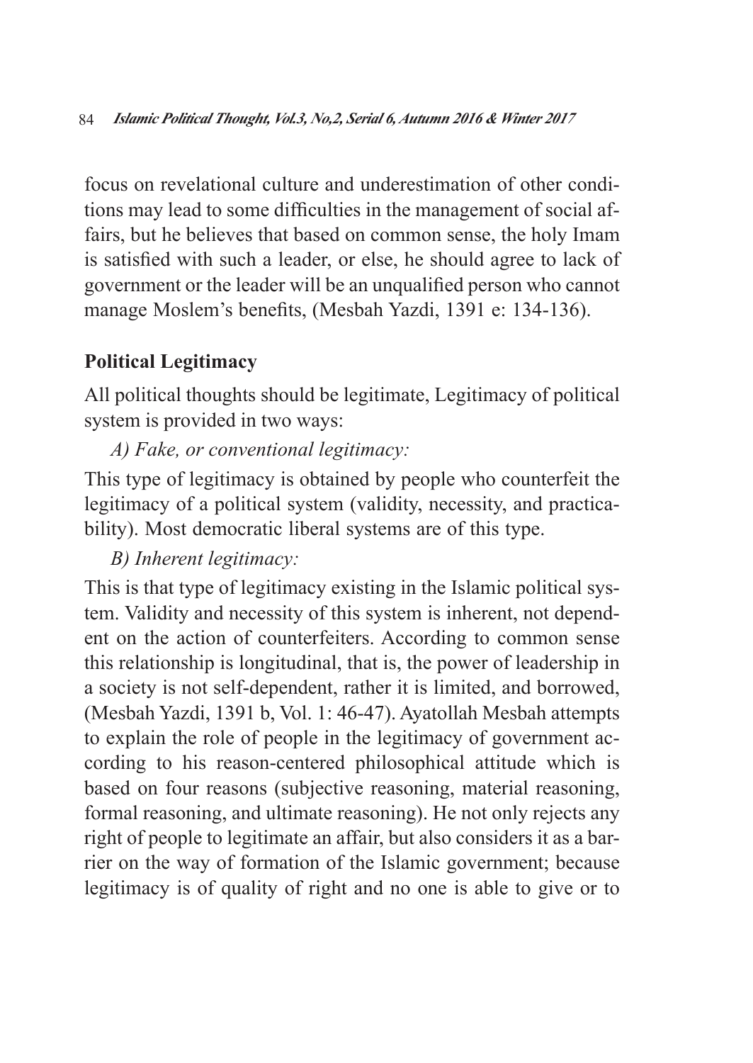focus on revelational culture and underestimation of other conditions may lead to some difficulties in the management of social affairs, but he believes that based on common sense, the holy Imam is satisfied with such a leader, or else, he should agree to lack of government or the leader will be an unqualified person who cannot manage Moslem's benefits, (Mesbah Yazdi, 1391 e: 134-136).

## Political Legitimacy

All political thoughts should be legitimate, Legitimacy of political system is provided in two ways:

*A) Fake, or conventional legitimacy:*

This type of legitimacy is obtained by people who counterfeit the legitimacy of a political system (validity, necessity, and practicability). Most democratic liberal systems are of this type.

*B) Inherent legitimacy:*

This is that type of legitimacy existing in the Islamic political system. Validity and necessity of this system is inherent, not dependent on the action of counterfeiters. According to common sense this relationship is longitudinal, that is, the power of leadership in a society is not self-dependent, rather it is limited, and borrowed, (Mesbah Yazdi, 1391 b, Vol. 1: 46-47). Ayatollah Mesbah attempts to explain the role of people in the legitimacy of government according to his reason-centered philosophical attitude which is based on four reasons (subjective reasoning, material reasoning, formal reasoning, and ultimate reasoning). He not only rejects any right of people to legitimate an affair, but also considers it as a barrier on the way of formation of the Islamic government; because legitimacy is of quality of right and no one is able to give or to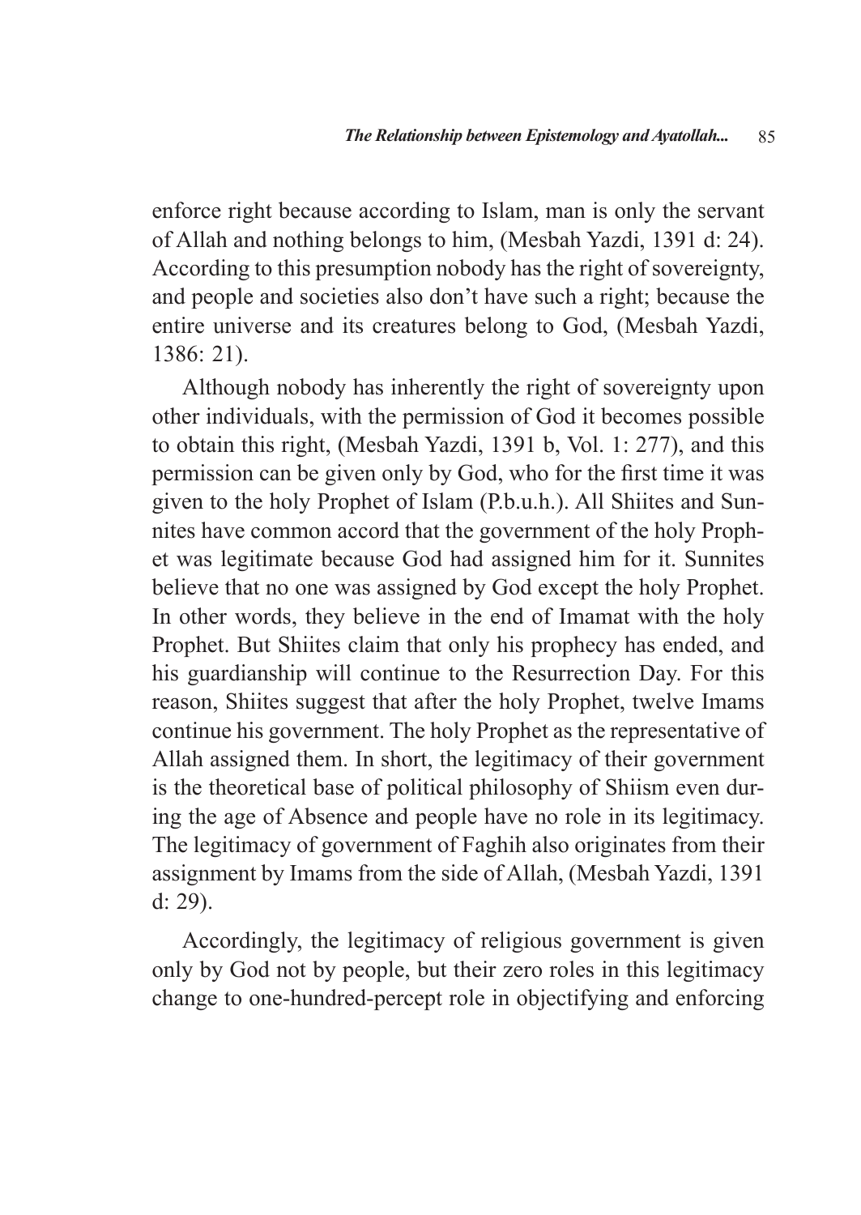enforce right because according to Islam, man is only the servant of Allah and nothing belongs to him, (Mesbah Yazdi, 1391 d: 24). According to this presumption nobody has the right of sovereignty, and people and societies also don't have such a right; because the entire universe and its creatures belong to God, (Mesbah Yazdi, 1386: 21).

Although nobody has inherently the right of sovereignty upon other individuals, with the permission of God it becomes possible to obtain this right, (Mesbah Yazdi, 1391 b, Vol. 1: 277), and this permission can be given only by God, who for the first time it was given to the holy Prophet of Islam (P.b.u.h.). All Shiites and Sunnites have common accord that the government of the holy Prophet was legitimate because God had assigned him for it. Sunnites believe that no one was assigned by God except the holy Prophet. In other words, they believe in the end of Imamat with the holy Prophet. But Shiites claim that only his prophecy has ended, and his guardianship will continue to the Resurrection Day. For this reason, Shiites suggest that after the holy Prophet, twelve Imams continue his government. The holy Prophet as the representative of Allah assigned them. In short, the legitimacy of their government is the theoretical base of political philosophy of Shiism even during the age of Absence and people have no role in its legitimacy. The legitimacy of government of Faghih also originates from their assignment by Imams from the side of Allah, (Mesbah Yazdi, 1391 d: 29).

Accordingly, the legitimacy of religious government is given only by God not by people, but their zero roles in this legitimacy change to one-hundred-percept role in objectifying and enforcing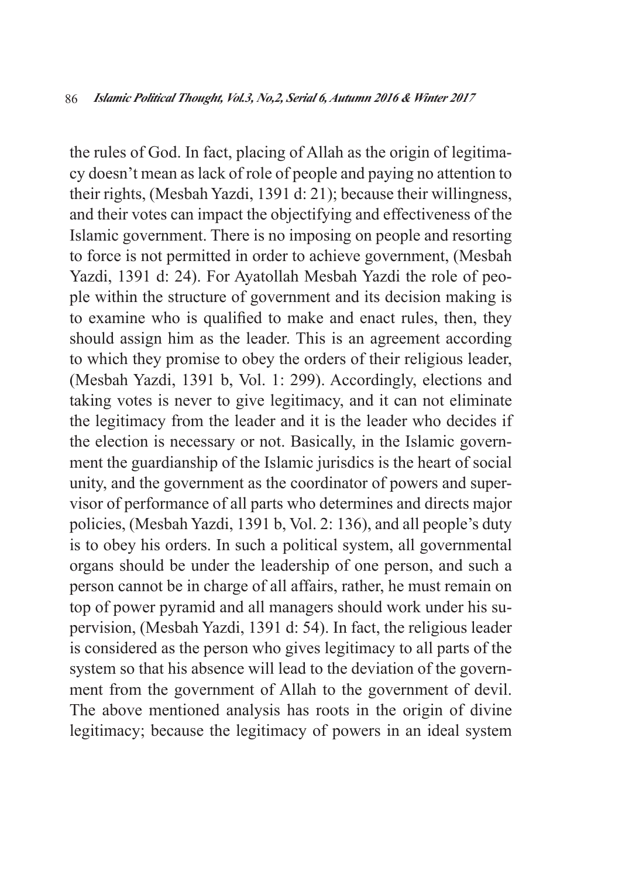the rules of God. In fact, placing of Allah as the origin of legitimacy doesn't mean as lack of role of people and paying no attention to their rights, (Mesbah Yazdi, 1391 d: 21); because their willingness, and their votes can impact the objectifying and effectiveness of the Islamic government. There is no imposing on people and resorting to force is not permitted in order to achieve government, (Mesbah Yazdi, 1391 d: 24). For Ayatollah Mesbah Yazdi the role of people within the structure of government and its decision making is to examine who is qualified to make and enact rules, then, they should assign him as the leader. This is an agreement according to which they promise to obey the orders of their religious leader, (Mesbah Yazdi, 1391 b, Vol. 1: 299). Accordingly, elections and taking votes is never to give legitimacy, and it can not eliminate the legitimacy from the leader and it is the leader who decides if the election is necessary or not. Basically, in the Islamic government the guardianship of the Islamic jurisdics is the heart of social unity, and the government as the coordinator of powers and supervisor of performance of all parts who determines and directs major policies, (Mesbah Yazdi, 1391 b, Vol. 2: 136), and all people's duty is to obey his orders. In such a political system, all governmental organs should be under the leadership of one person, and such a person cannot be in charge of all affairs, rather, he must remain on top of power pyramid and all managers should work under his supervision, (Mesbah Yazdi, 1391 d: 54). In fact, the religious leader is considered as the person who gives legitimacy to all parts of the system so that his absence will lead to the deviation of the government from the government of Allah to the government of devil. The above mentioned analysis has roots in the origin of divine legitimacy; because the legitimacy of powers in an ideal system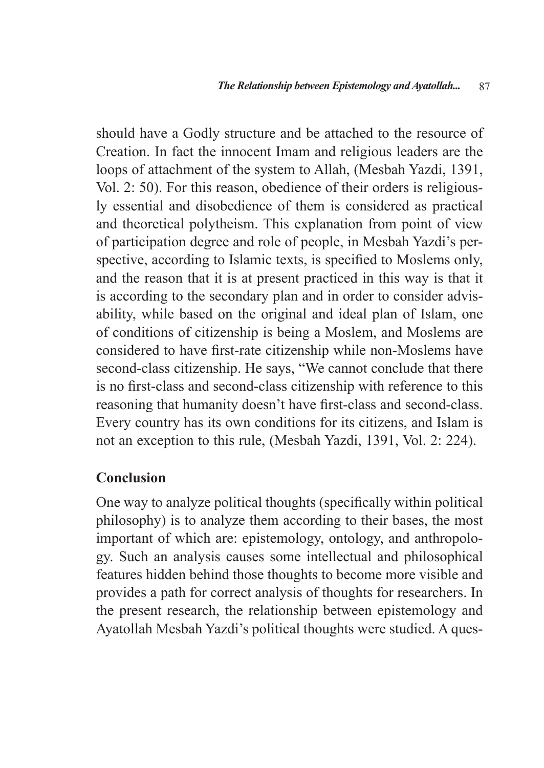should have a Godly structure and be attached to the resource of Creation. In fact the innocent Imam and religious leaders are the loops of attachment of the system to Allah, (Mesbah Yazdi, 1391, Vol. 2: 50). For this reason, obedience of their orders is religiously essential and disobedience of them is considered as practical and theoretical polytheism. This explanation from point of view of participation degree and role of people, in Mesbah Yazdi's perspective, according to Islamic texts, is specified to Moslems only, and the reason that it is at present practiced in this way is that it is according to the secondary plan and in order to consider advisability, while based on the original and ideal plan of Islam, one of conditions of citizenship is being a Moslem, and Moslems are considered to have first-rate citizenship while non-Moslems have second-class citizenship. He says, "We cannot conclude that there is no first-class and second-class citizenship with reference to this reasoning that humanity doesn't have first-class and second-class. Every country has its own conditions for its citizens, and Islam is not an exception to this rule, (Mesbah Yazdi, 1391, Vol. 2: 224).

## Conclusion

One way to analyze political thoughts (specifically within political philosophy) is to analyze them according to their bases, the most important of which are: epistemology, ontology, and anthropology. Such an analysis causes some intellectual and philosophical features hidden behind those thoughts to become more visible and provides a path for correct analysis of thoughts for researchers. In the present research, the relationship between epistemology and Ayatollah Mesbah Yazdi's political thoughts were studied. A ques-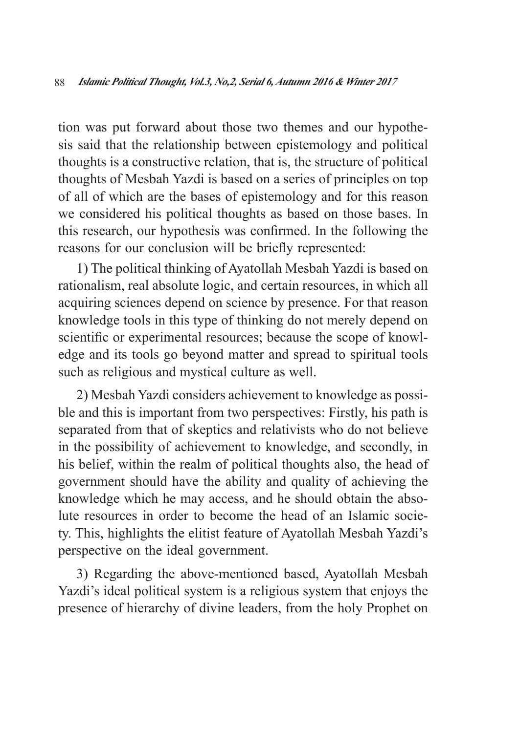tion was put forward about those two themes and our hypothesis said that the relationship between epistemology and political thoughts is a constructive relation, that is, the structure of political thoughts of Mesbah Yazdi is based on a series of principles on top of all of which are the bases of epistemology and for this reason we considered his political thoughts as based on those bases. In this research, our hypothesis was confirmed. In the following the reasons for our conclusion will be briefly represented:

1) The political thinking of Ayatollah Mesbah Yazdi is based on rationalism, real absolute logic, and certain resources, in which all acquiring sciences depend on science by presence. For that reason knowledge tools in this type of thinking do not merely depend on scientific or experimental resources; because the scope of knowledge and its tools go beyond matter and spread to spiritual tools such as religious and mystical culture as well.

2) Mesbah Yazdi considers achievement to knowledge as possible and this is important from two perspectives: Firstly, his path is separated from that of skeptics and relativists who do not believe in the possibility of achievement to knowledge, and secondly, in his belief, within the realm of political thoughts also, the head of government should have the ability and quality of achieving the knowledge which he may access, and he should obtain the absolute resources in order to become the head of an Islamic society. This, highlights the elitist feature of Ayatollah Mesbah Yazdi's perspective on the ideal government.

3) Regarding the above-mentioned based, Ayatollah Mesbah Yazdi's ideal political system is a religious system that enjoys the presence of hierarchy of divine leaders, from the holy Prophet on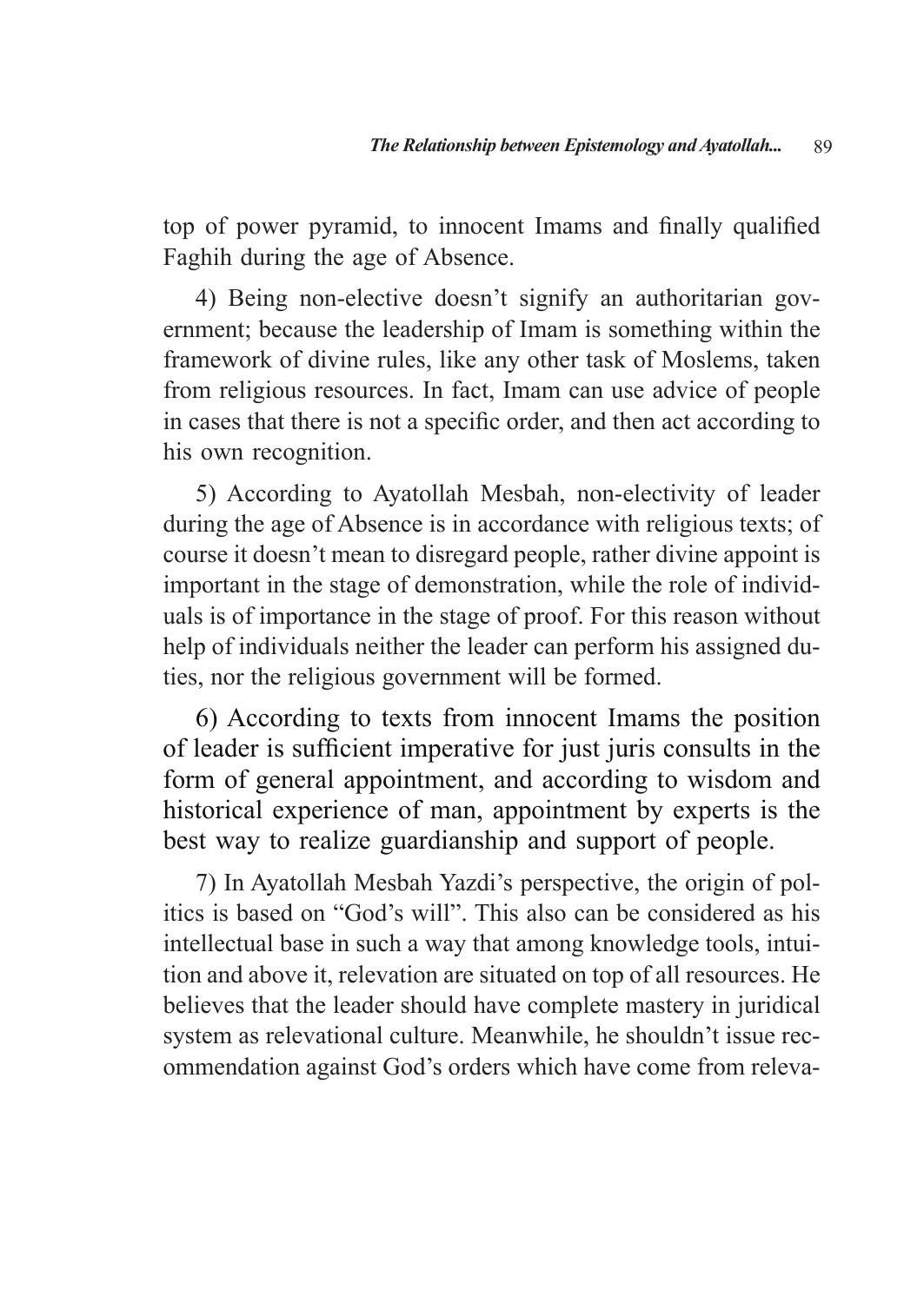top of power pyramid, to innocent Imams and finally qualified Faghih during the age of Absence.

4) Being non-elective doesn't signify an authoritarian government; because the leadership of Imam is something within the framework of divine rules, like any other task of Moslems, taken from religious resources. In fact, Imam can use advice of people in cases that there is not a specific order, and then act according to his own recognition.

5) According to Ayatollah Mesbah, non-electivity of leader during the age of Absence is in accordance with religious texts; of course it doesn't mean to disregard people, rather divine appoint is important in the stage of demonstration, while the role of individuals is of importance in the stage of proof. For this reason without help of individuals neither the leader can perform his assigned duties, nor the religious government will be formed.

6) According to texts from innocent Imams the position of leader is sufficient imperative for just juris consults in the form of general appointment, and according to wisdom and historical experience of man, appointment by experts is the best way to realize guardianship and support of people.

7) In Ayatollah Mesbah Yazdi's perspective, the origin of politics is based on "God's will". This also can be considered as his intellectual base in such a way that among knowledge tools, intuition and above it, relevation are situated on top of all resources. He believes that the leader should have complete mastery in juridical system as relevational culture. Meanwhile, he shouldn't issue recommendation against God's orders which have come from releva-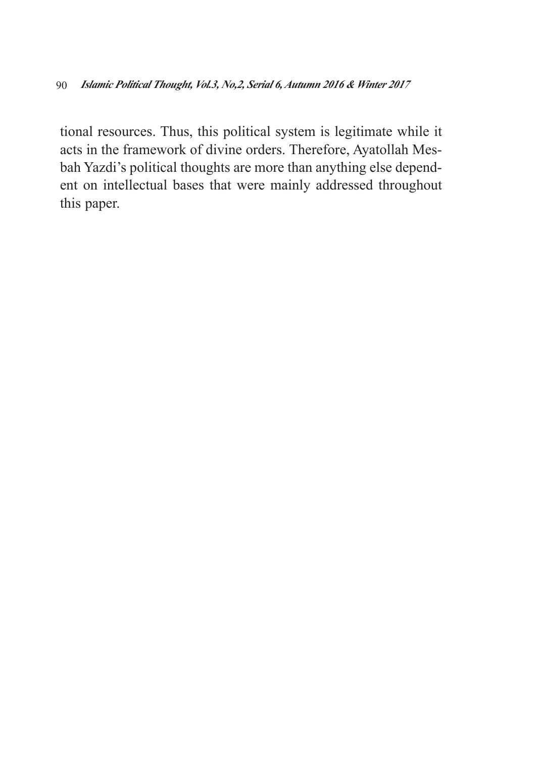tional resources. Thus, this political system is legitimate while it acts in the framework of divine orders. Therefore, Ayatollah Mesbah Yazdi's political thoughts are more than anything else dependent on intellectual bases that were mainly addressed throughout this paper.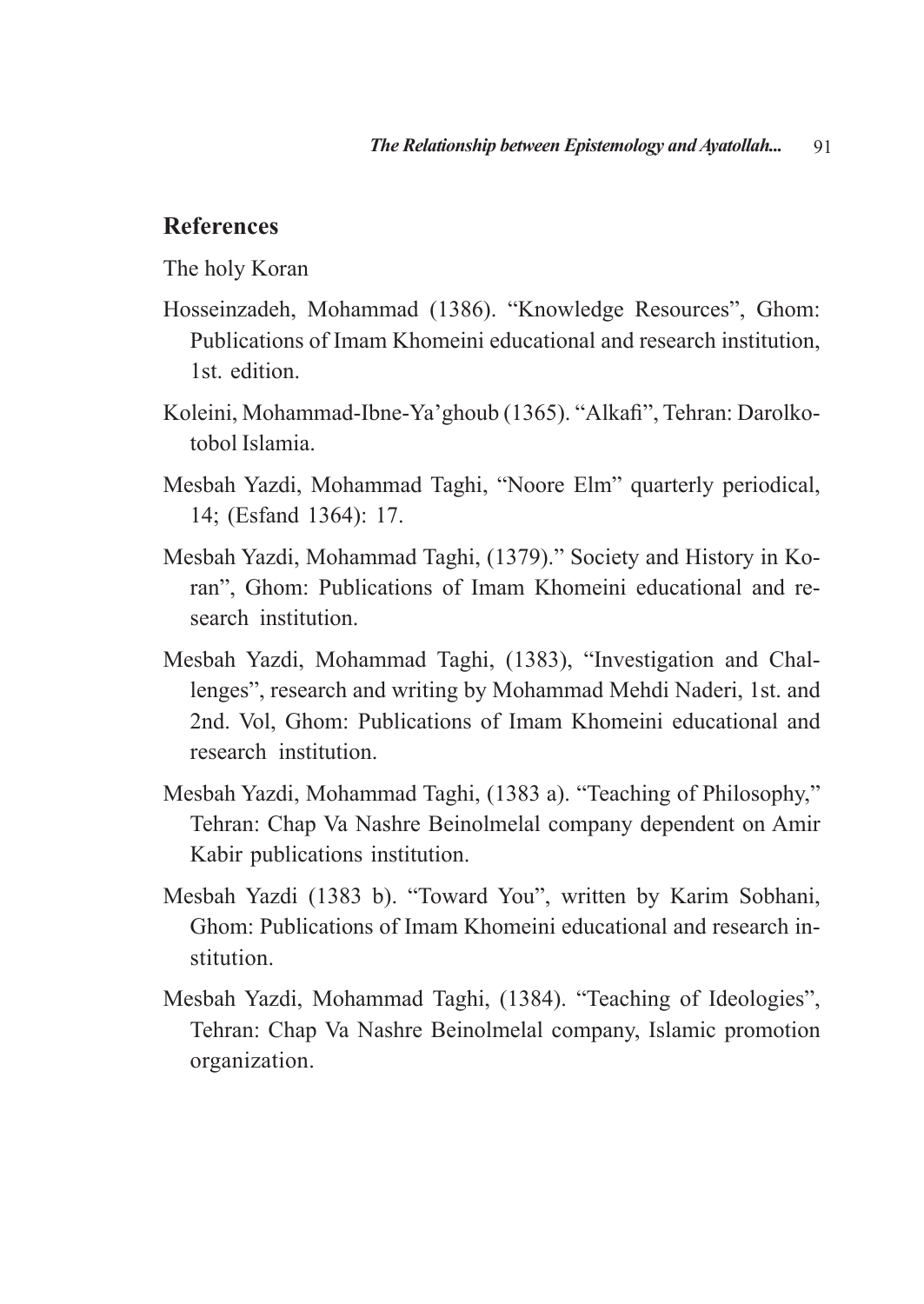## References

The holy Koran

Hosseinzadeh, Mohammad (1386). "Knowledge Resources", Ghom: Publications of Imam Khomeini educational and research institution, 1st. edition.

Koleini, Mohammad-Ibne-Ya'ghoub (1365). "Alkafi", Tehran: Darolkotobol Islamia.

Mesbah Yazdi, Mohammad Taghi, "Noore Elm" quarterly periodical, 14; (Esfand 1364): 17.

Mesbah Yazdi, Mohammad Taghi, (1379)." Society and History in Koran", Ghom: Publications of Imam Khomeini educational and research institution.

Mesbah Yazdi, Mohammad Taghi, (1383), "Investigation and Challenges", research and writing by Mohammad Mehdi Naderi, 1st. and 2nd. Vol, Ghom: Publications of Imam Khomeini educational and research institution.

Mesbah Yazdi, Mohammad Taghi, (1383 a). "Teaching of Philosophy," Tehran: Chap Va Nashre Beinolmelal company dependent on Amir Kabir publications institution.

Mesbah Yazdi (1383 b). "Toward You", written by Karim Sobhani, Ghom: Publications of Imam Khomeini educational and research institution.

Mesbah Yazdi, Mohammad Taghi, (1384). "Teaching of Ideologies", Tehran: Chap Va Nashre Beinolmelal company, Islamic promotion organization.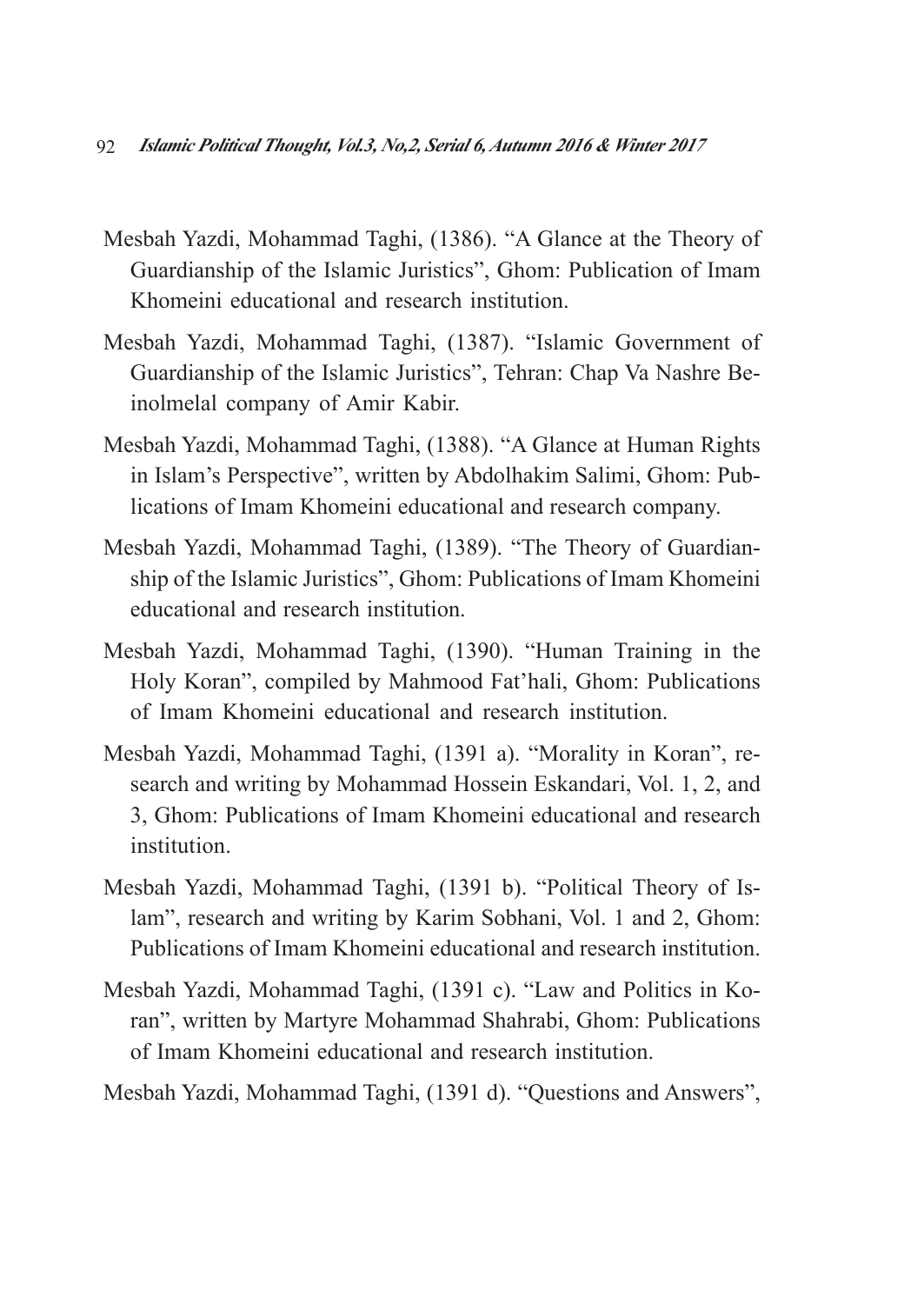Mesbah Yazdi, Mohammad Taghi, (1386). "A Glance at the Theory of Guardianship of the Islamic Juristics", Ghom: Publication of Imam Khomeini educational and research institution.

Mesbah Yazdi, Mohammad Taghi, (1387). "Islamic Government of Guardianship of the Islamic Juristics", Tehran: Chap Va Nashre Beinolmelal company of Amir Kabir.

Mesbah Yazdi, Mohammad Taghi, (1388). "A Glance at Human Rights in Islam's Perspective", written by Abdolhakim Salimi, Ghom: Publications of Imam Khomeini educational and research company.

Mesbah Yazdi, Mohammad Taghi, (1389). "The Theory of Guardianship of the Islamic Juristics", Ghom: Publications of Imam Khomeini educational and research institution.

Mesbah Yazdi, Mohammad Taghi, (1390). "Human Training in the Holy Koran", compiled by Mahmood Fat'hali, Ghom: Publications of Imam Khomeini educational and research institution.

Mesbah Yazdi, Mohammad Taghi, (1391 a). "Morality in Koran", research and writing by Mohammad Hossein Eskandari, Vol. 1, 2, and 3, Ghom: Publications of Imam Khomeini educational and research institution.

Mesbah Yazdi, Mohammad Taghi, (1391 b). "Political Theory of Islam", research and writing by Karim Sobhani, Vol. 1 and 2, Ghom: Publications of Imam Khomeini educational and research institution.

Mesbah Yazdi, Mohammad Taghi, (1391 c). "Law and Politics in Koran", written by Martyre Mohammad Shahrabi, Ghom: Publications of Imam Khomeini educational and research institution.

Mesbah Yazdi, Mohammad Taghi, (1391 d). "Questions and Answers",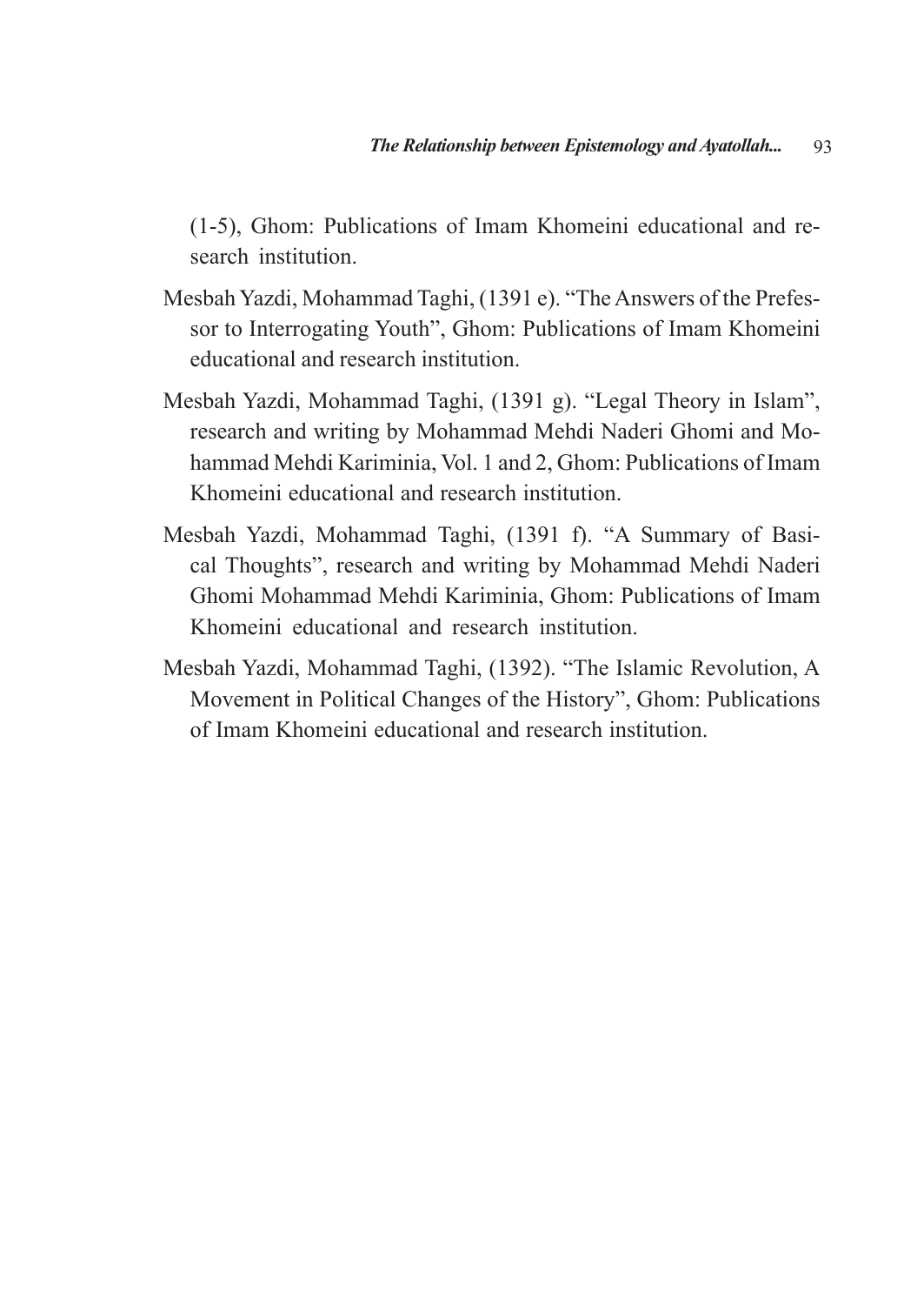(1-5), Ghom: Publications of Imam Khomeini educational and research institution.

Mesbah Yazdi, Mohammad Taghi, (1391 e). "The Answers of the Prefessor to Interrogating Youth", Ghom: Publications of Imam Khomeini educational and research institution.

Mesbah Yazdi, Mohammad Taghi, (1391 g). "Legal Theory in Islam", research and writing by Mohammad Mehdi Naderi Ghomi and Mohammad Mehdi Kariminia, Vol. 1 and 2, Ghom: Publications of Imam Khomeini educational and research institution.

Mesbah Yazdi, Mohammad Taghi, (1391 f). "A Summary of Basical Thoughts", research and writing by Mohammad Mehdi Naderi Ghomi Mohammad Mehdi Kariminia, Ghom: Publications of Imam Khomeini educational and research institution.

Mesbah Yazdi, Mohammad Taghi, (1392). "The Islamic Revolution, A Movement in Political Changes of the History", Ghom: Publications of Imam Khomeini educational and research institution.